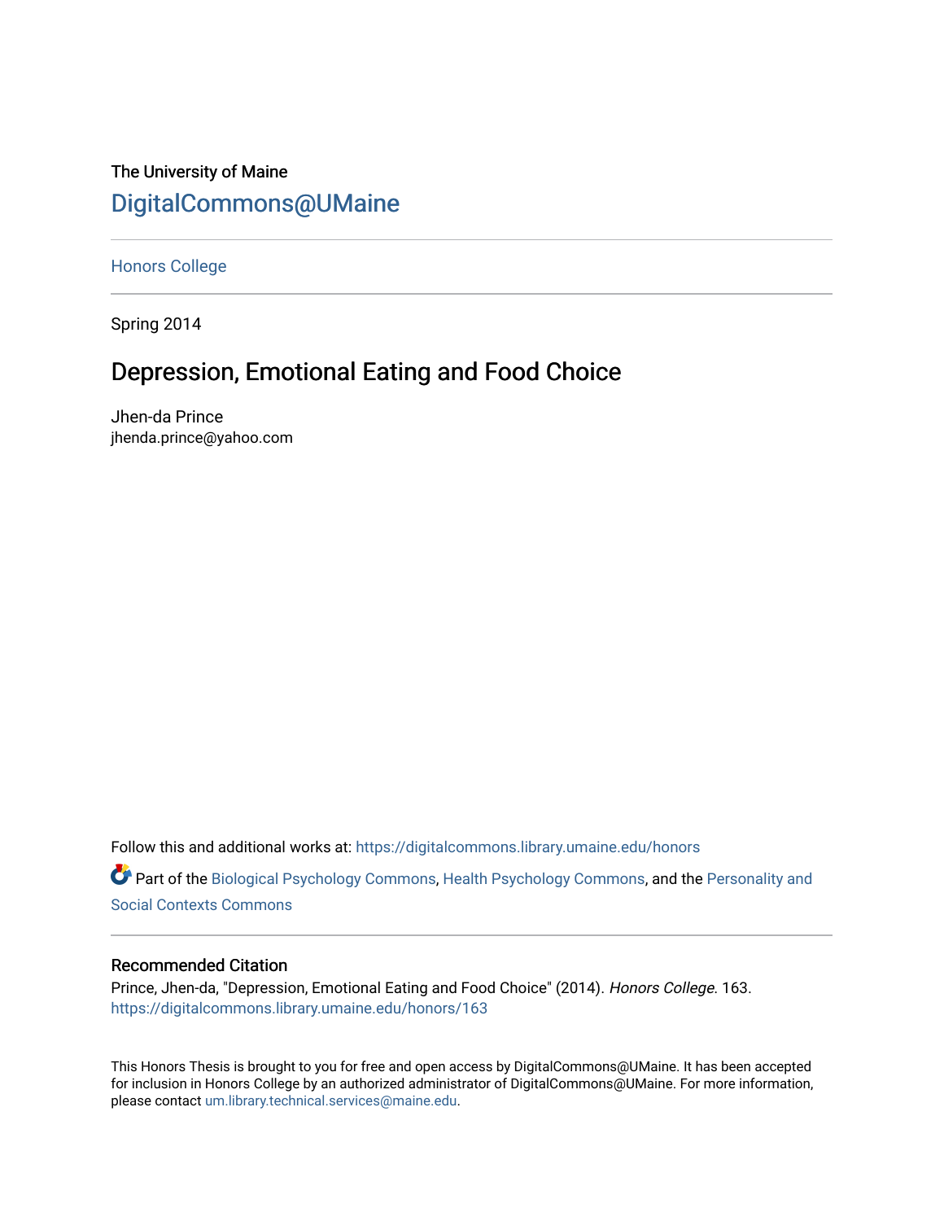The University of Maine

## DigitalCommons@UMaine

Honors College

Spring 2014

# Depression, Emotional Eating and Food Choice

Jhen-da Prince
jhenda.prince@yahoo.com

Follow this and additional works at: https://digitalcommons.library.umaine.edu/honors

Part of the Biological Psychology Commons, Health Psychology Commons, and the Personality and Social Contexts Commons

### Recommended Citation

Prince, Jhen-da, "Depression, Emotional Eating and Food Choice" (2014). *Honors College*. 163.
https://digitalcommons.library.umaine.edu/honors/163

This Honors Thesis is brought to you for free and open access by DigitalCommons@UMaine. It has been accepted for inclusion in Honors College by an authorized administrator of DigitalCommons@UMaine. For more information, please contact um.library.technical.services@maine.edu.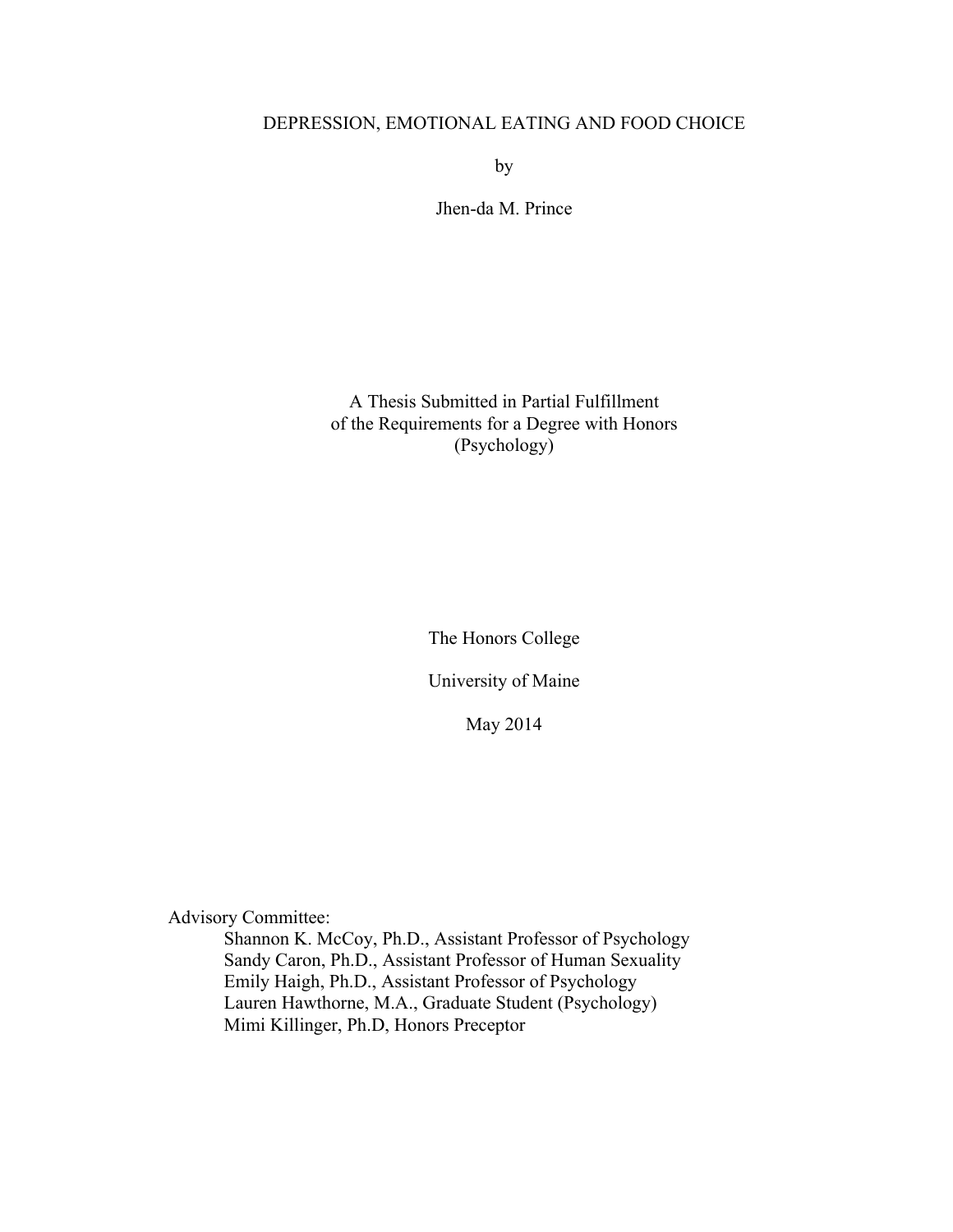# DEPRESSION, EMOTIONAL EATING AND FOOD CHOICE

by

Jhen-da M. Prince

A Thesis Submitted in Partial Fulfillment
of the Requirements for a Degree with Honors
(Psychology)

The Honors College

University of Maine

May 2014

Advisory Committee:

Shannon K. McCoy, Ph.D., Assistant Professor of Psychology
Sandy Caron, Ph.D., Assistant Professor of Human Sexuality
Emily Haigh, Ph.D., Assistant Professor of Psychology
Lauren Hawthorne, M.A., Graduate Student (Psychology)
Mimi Killinger, Ph.D, Honors Preceptor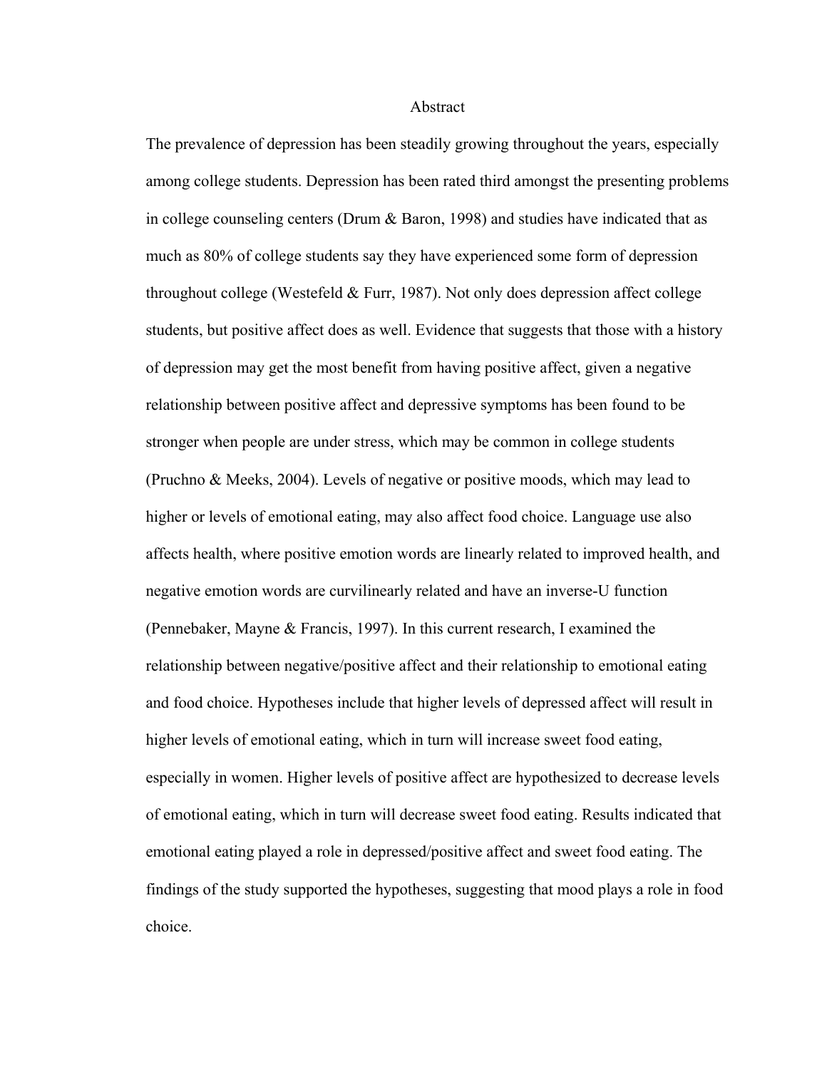# Abstract

The prevalence of depression has been steadily growing throughout the years, especially among college students. Depression has been rated third amongst the presenting problems in college counseling centers (Drum & Baron, 1998) and studies have indicated that as much as 80% of college students say they have experienced some form of depression throughout college (Westefeld & Furr, 1987). Not only does depression affect college students, but positive affect does as well. Evidence that suggests that those with a history of depression may get the most benefit from having positive affect, given a negative relationship between positive affect and depressive symptoms has been found to be stronger when people are under stress, which may be common in college students (Pruchno & Meeks, 2004). Levels of negative or positive moods, which may lead to higher or levels of emotional eating, may also affect food choice. Language use also affects health, where positive emotion words are linearly related to improved health, and negative emotion words are curvilinearly related and have an inverse-U function (Pennebaker, Mayne & Francis, 1997). In this current research, I examined the relationship between negative/positive affect and their relationship to emotional eating and food choice. Hypotheses include that higher levels of depressed affect will result in higher levels of emotional eating, which in turn will increase sweet food eating, especially in women. Higher levels of positive affect are hypothesized to decrease levels of emotional eating, which in turn will decrease sweet food eating. Results indicated that emotional eating played a role in depressed/positive affect and sweet food eating. The findings of the study supported the hypotheses, suggesting that mood plays a role in food choice.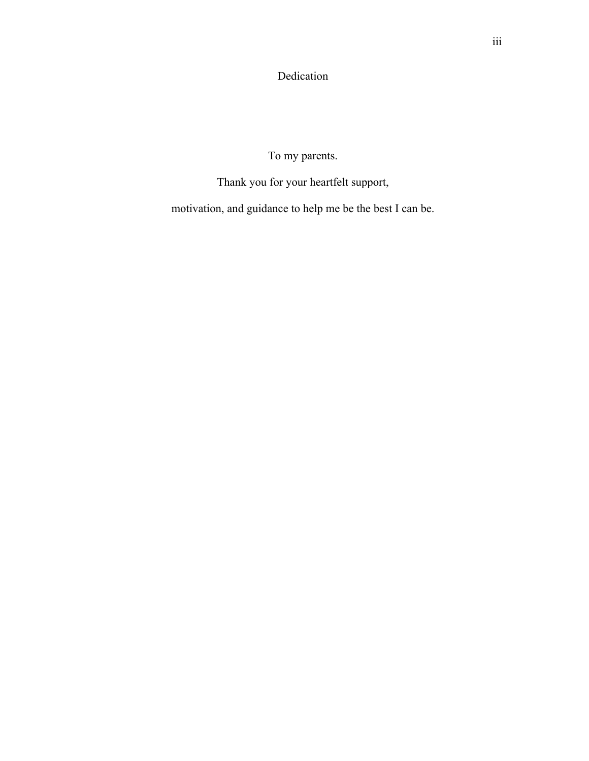# Dedication

To my parents.

Thank you for your heartfelt support,

motivation, and guidance to help me be the best I can be.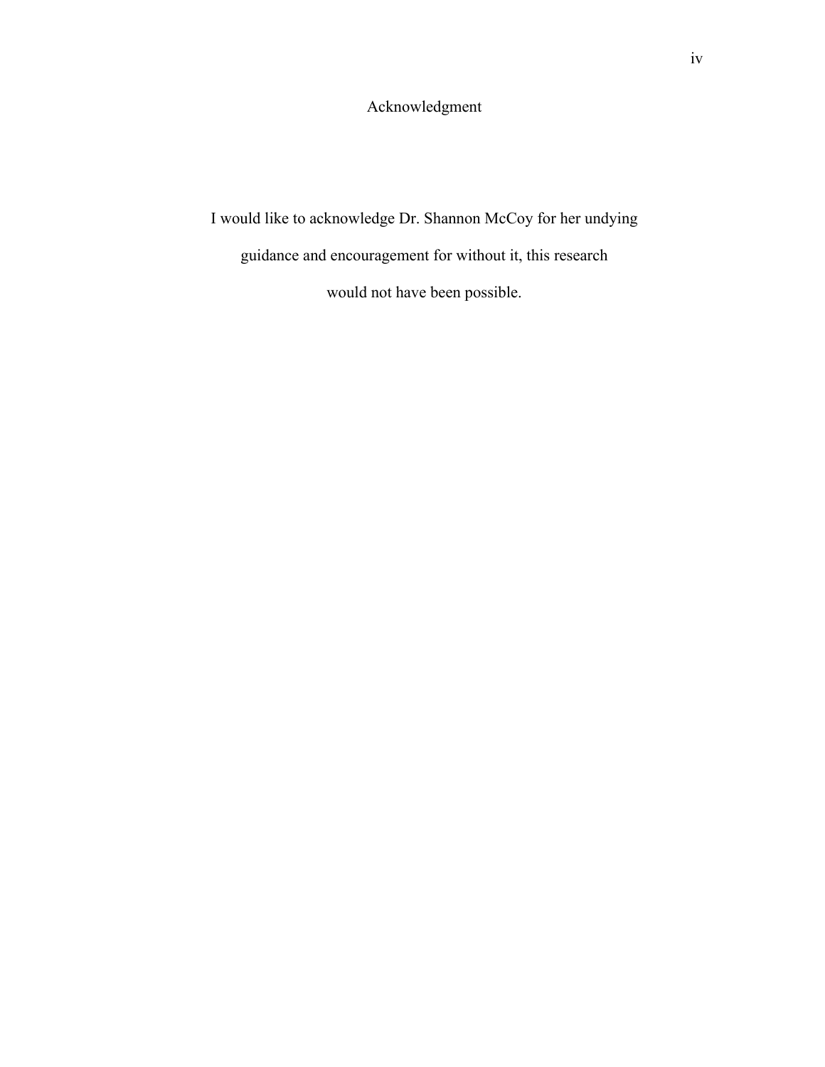# Acknowledgment

I would like to acknowledge Dr. Shannon McCoy for her undying guidance and encouragement for without it, this research would not have been possible.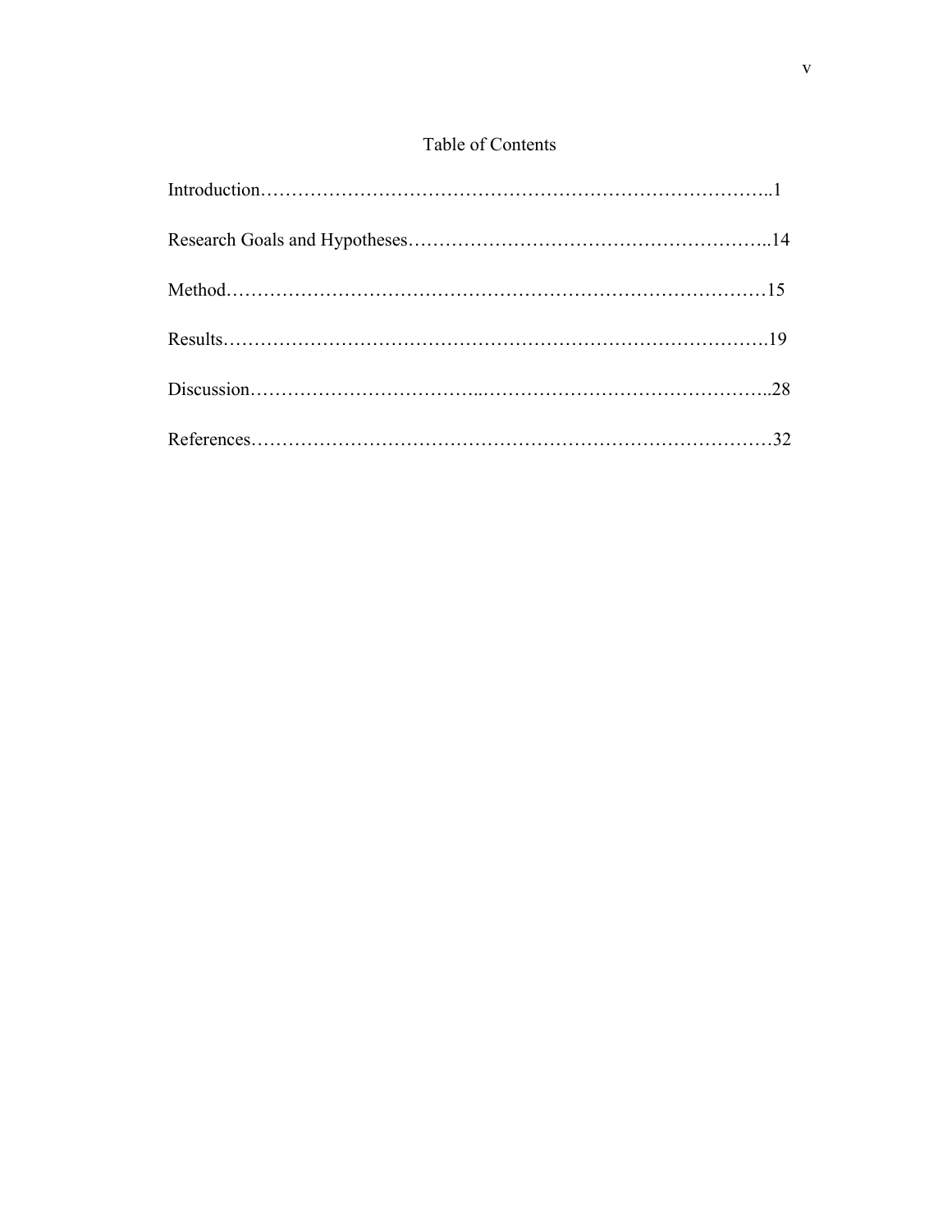# Table of Contents

Introduction…………………………………………………………………………..1

Research Goals and Hypotheses………………………………………………..14

Method……………………………………………………………………………15

Results…………………………………………………………………………….19

Discussion……………………………..………………………………………..28

References………………………………………………………………………32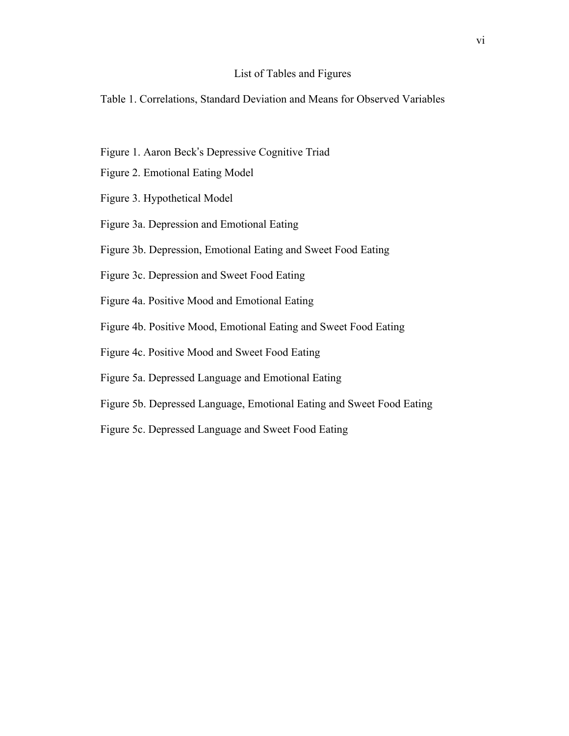# List of Tables and Figures

Table 1. Correlations, Standard Deviation and Means for Observed Variables

Figure 1. Aaron Beck's Depressive Cognitive Triad

Figure 2. Emotional Eating Model

Figure 3. Hypothetical Model

Figure 3a. Depression and Emotional Eating

Figure 3b. Depression, Emotional Eating and Sweet Food Eating

Figure 3c. Depression and Sweet Food Eating

Figure 4a. Positive Mood and Emotional Eating

Figure 4b. Positive Mood, Emotional Eating and Sweet Food Eating

Figure 4c. Positive Mood and Sweet Food Eating

Figure 5a. Depressed Language and Emotional Eating

Figure 5b. Depressed Language, Emotional Eating and Sweet Food Eating

Figure 5c. Depressed Language and Sweet Food Eating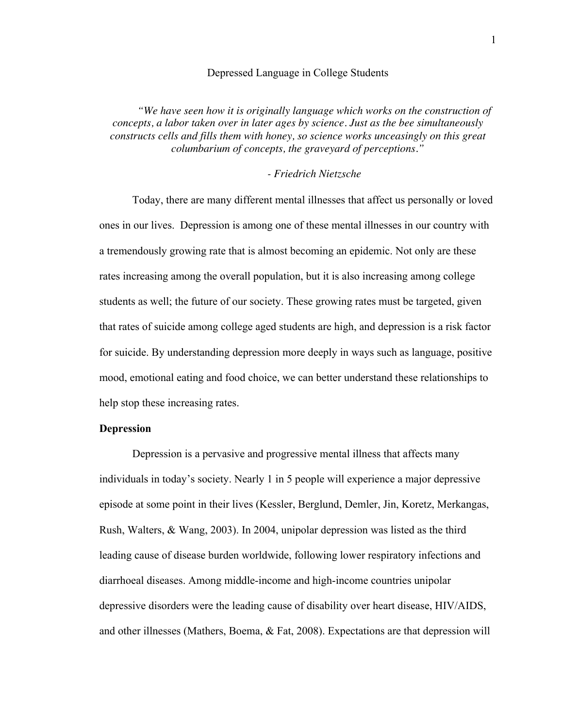# Depressed Language in College Students

> *"We have seen how it is originally language which works on the construction of concepts, a labor taken over in later ages by science. Just as the bee simultaneously constructs cells and fills them with honey, so science works unceasingly on this great columbarium of concepts, the graveyard of perceptions."*
>
> *- Friedrich Nietzsche*

Today, there are many different mental illnesses that affect us personally or loved ones in our lives. Depression is among one of these mental illnesses in our country with a tremendously growing rate that is almost becoming an epidemic. Not only are these rates increasing among the overall population, but it is also increasing among college students as well; the future of our society. These growing rates must be targeted, given that rates of suicide among college aged students are high, and depression is a risk factor for suicide. By understanding depression more deeply in ways such as language, positive mood, emotional eating and food choice, we can better understand these relationships to help stop these increasing rates.

**Depression**

Depression is a pervasive and progressive mental illness that affects many individuals in today's society. Nearly 1 in 5 people will experience a major depressive episode at some point in their lives (Kessler, Berglund, Demler, Jin, Koretz, Merkangas, Rush, Walters, & Wang, 2003). In 2004, unipolar depression was listed as the third leading cause of disease burden worldwide, following lower respiratory infections and diarrhoeal diseases. Among middle-income and high-income countries unipolar depressive disorders were the leading cause of disability over heart disease, HIV/AIDS, and other illnesses (Mathers, Boema, & Fat, 2008). Expectations are that depression will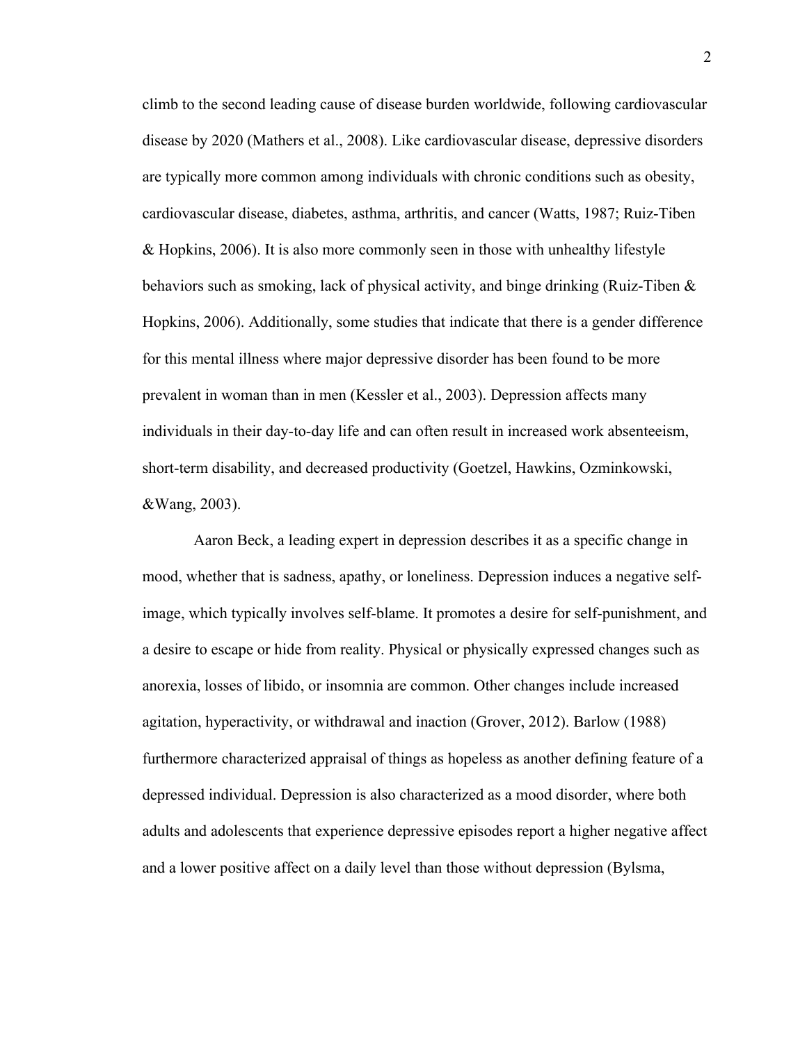climb to the second leading cause of disease burden worldwide, following cardiovascular disease by 2020 (Mathers et al., 2008). Like cardiovascular disease, depressive disorders are typically more common among individuals with chronic conditions such as obesity, cardiovascular disease, diabetes, asthma, arthritis, and cancer (Watts, 1987; Ruiz-Tiben & Hopkins, 2006). It is also more commonly seen in those with unhealthy lifestyle behaviors such as smoking, lack of physical activity, and binge drinking (Ruiz-Tiben & Hopkins, 2006). Additionally, some studies that indicate that there is a gender difference for this mental illness where major depressive disorder has been found to be more prevalent in woman than in men (Kessler et al., 2003). Depression affects many individuals in their day-to-day life and can often result in increased work absenteeism, short-term disability, and decreased productivity (Goetzel, Hawkins, Ozminkowski, &Wang, 2003).

Aaron Beck, a leading expert in depression describes it as a specific change in mood, whether that is sadness, apathy, or loneliness. Depression induces a negative self-image, which typically involves self-blame. It promotes a desire for self-punishment, and a desire to escape or hide from reality. Physical or physically expressed changes such as anorexia, losses of libido, or insomnia are common. Other changes include increased agitation, hyperactivity, or withdrawal and inaction (Grover, 2012). Barlow (1988) furthermore characterized appraisal of things as hopeless as another defining feature of a depressed individual. Depression is also characterized as a mood disorder, where both adults and adolescents that experience depressive episodes report a higher negative affect and a lower positive affect on a daily level than those without depression (Bylsma,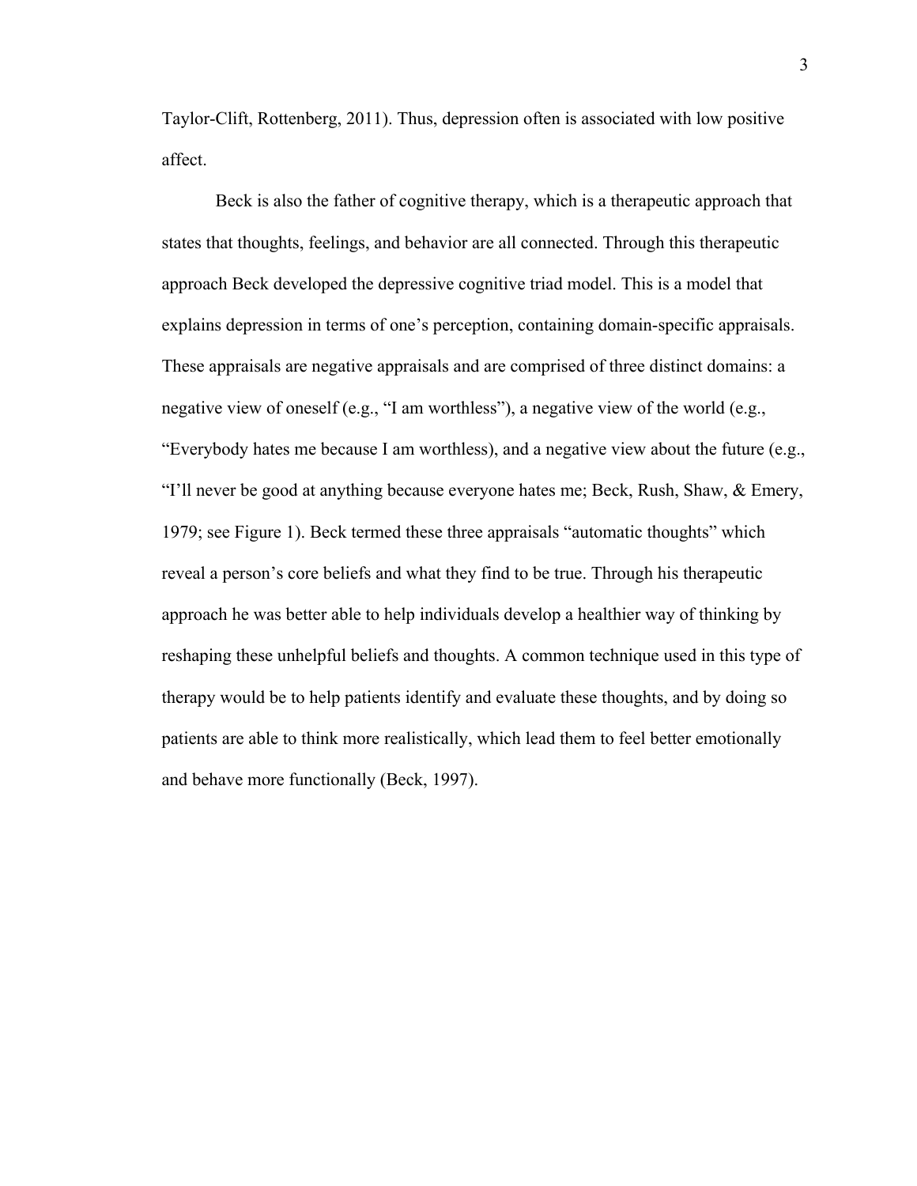Taylor-Clift, Rottenberg, 2011). Thus, depression often is associated with low positive affect.

Beck is also the father of cognitive therapy, which is a therapeutic approach that states that thoughts, feelings, and behavior are all connected. Through this therapeutic approach Beck developed the depressive cognitive triad model. This is a model that explains depression in terms of one's perception, containing domain-specific appraisals. These appraisals are negative appraisals and are comprised of three distinct domains: a negative view of oneself (e.g., "I am worthless"), a negative view of the world (e.g., "Everybody hates me because I am worthless), and a negative view about the future (e.g., "I'll never be good at anything because everyone hates me; Beck, Rush, Shaw, & Emery, 1979; see Figure 1). Beck termed these three appraisals "automatic thoughts" which reveal a person's core beliefs and what they find to be true. Through his therapeutic approach he was better able to help individuals develop a healthier way of thinking by reshaping these unhelpful beliefs and thoughts. A common technique used in this type of therapy would be to help patients identify and evaluate these thoughts, and by doing so patients are able to think more realistically, which lead them to feel better emotionally and behave more functionally (Beck, 1997).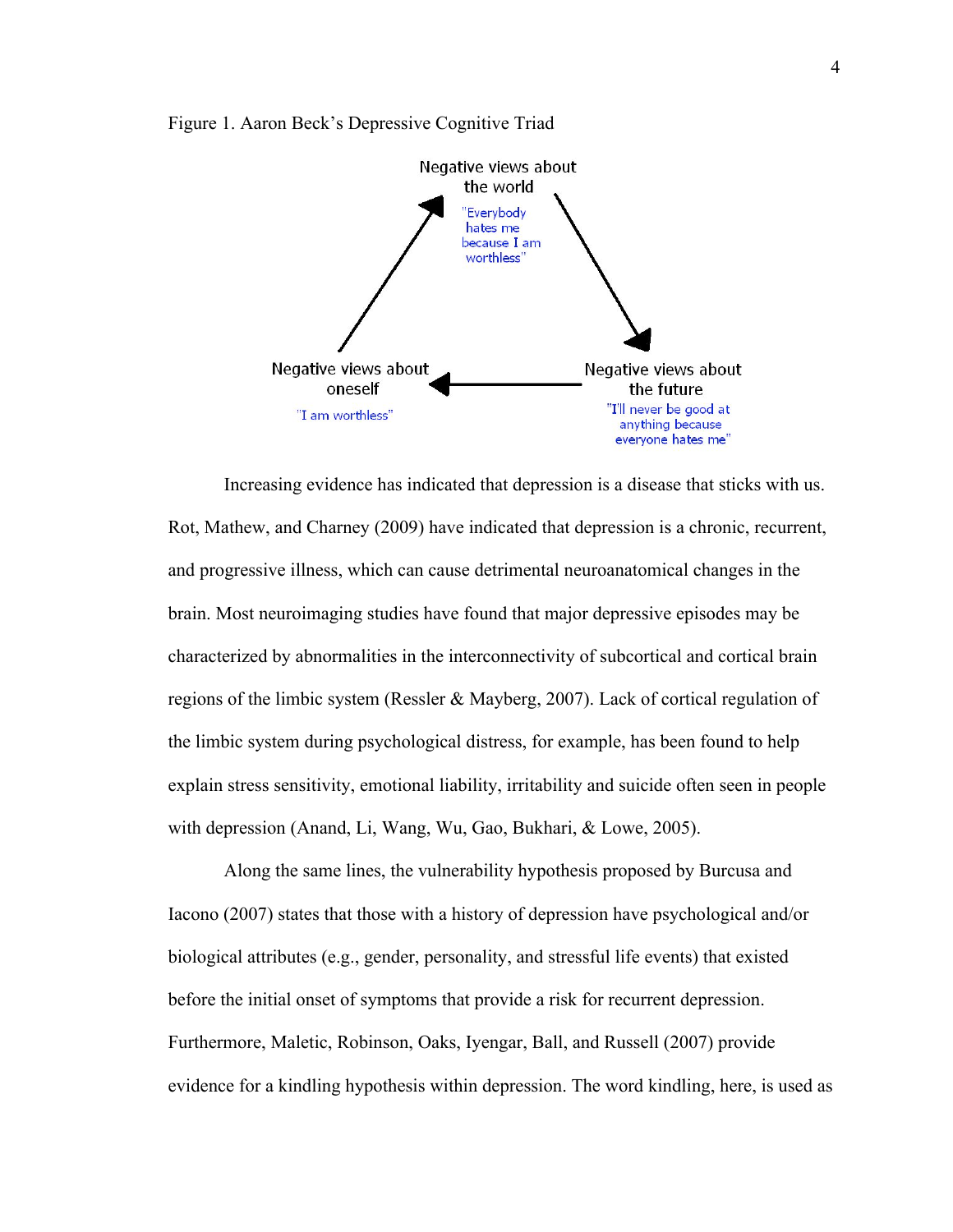Figure 1. Aaron Beck's Depressive Cognitive Triad

Negative views about the world

"Everybody hates me because I am worthless"

Negative views about oneself

"I am worthless"

Negative views about the future

"I'll never be good at anything because everyone hates me"

Increasing evidence has indicated that depression is a disease that sticks with us. Rot, Mathew, and Charney (2009) have indicated that depression is a chronic, recurrent, and progressive illness, which can cause detrimental neuroanatomical changes in the brain. Most neuroimaging studies have found that major depressive episodes may be characterized by abnormalities in the interconnectivity of subcortical and cortical brain regions of the limbic system (Ressler & Mayberg, 2007). Lack of cortical regulation of the limbic system during psychological distress, for example, has been found to help explain stress sensitivity, emotional liability, irritability and suicide often seen in people with depression (Anand, Li, Wang, Wu, Gao, Bukhari, & Lowe, 2005).

Along the same lines, the vulnerability hypothesis proposed by Burcusa and Iacono (2007) states that those with a history of depression have psychological and/or biological attributes (e.g., gender, personality, and stressful life events) that existed before the initial onset of symptoms that provide a risk for recurrent depression. Furthermore, Maletic, Robinson, Oaks, Iyengar, Ball, and Russell (2007) provide evidence for a kindling hypothesis within depression. The word kindling, here, is used as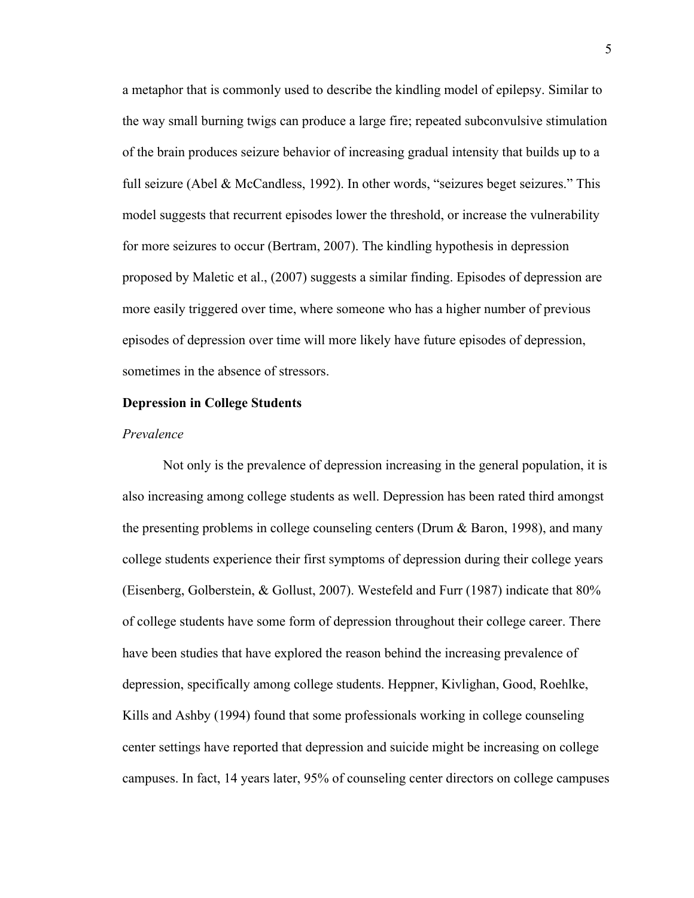a metaphor that is commonly used to describe the kindling model of epilepsy. Similar to the way small burning twigs can produce a large fire; repeated subconvulsive stimulation of the brain produces seizure behavior of increasing gradual intensity that builds up to a full seizure (Abel & McCandless, 1992). In other words, "seizures beget seizures." This model suggests that recurrent episodes lower the threshold, or increase the vulnerability for more seizures to occur (Bertram, 2007). The kindling hypothesis in depression proposed by Maletic et al., (2007) suggests a similar finding. Episodes of depression are more easily triggered over time, where someone who has a higher number of previous episodes of depression over time will more likely have future episodes of depression, sometimes in the absence of stressors.

**Depression in College Students**

*Prevalence*

Not only is the prevalence of depression increasing in the general population, it is also increasing among college students as well. Depression has been rated third amongst the presenting problems in college counseling centers (Drum & Baron, 1998), and many college students experience their first symptoms of depression during their college years (Eisenberg, Golberstein, & Gollust, 2007). Westefeld and Furr (1987) indicate that 80% of college students have some form of depression throughout their college career. There have been studies that have explored the reason behind the increasing prevalence of depression, specifically among college students. Heppner, Kivlighan, Good, Roehlke, Kills and Ashby (1994) found that some professionals working in college counseling center settings have reported that depression and suicide might be increasing on college campuses. In fact, 14 years later, 95% of counseling center directors on college campuses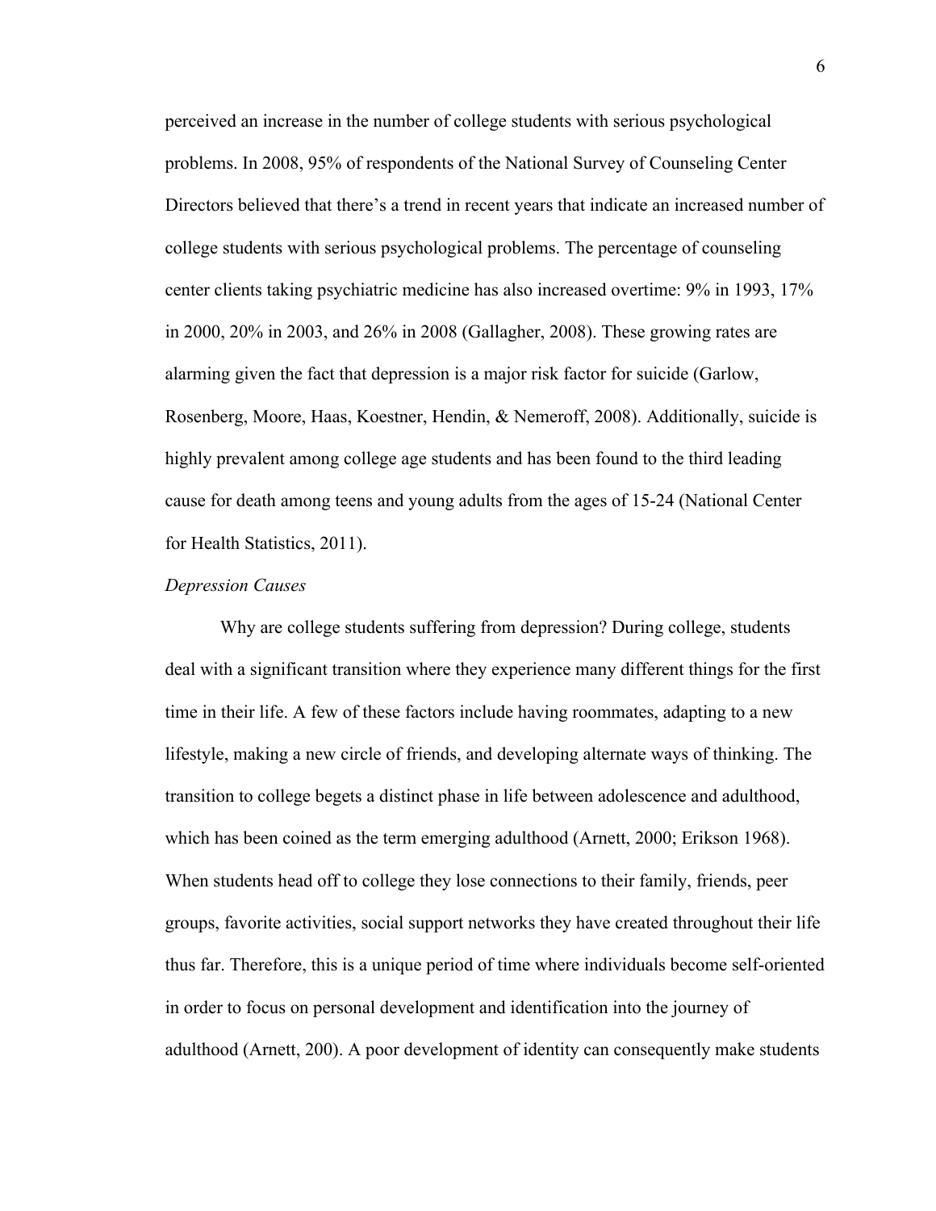perceived an increase in the number of college students with serious psychological problems. In 2008, 95% of respondents of the National Survey of Counseling Center Directors believed that there's a trend in recent years that indicate an increased number of college students with serious psychological problems. The percentage of counseling center clients taking psychiatric medicine has also increased overtime: 9% in 1993, 17% in 2000, 20% in 2003, and 26% in 2008 (Gallagher, 2008). These growing rates are alarming given the fact that depression is a major risk factor for suicide (Garlow, Rosenberg, Moore, Haas, Koestner, Hendin, & Nemeroff, 2008). Additionally, suicide is highly prevalent among college age students and has been found to the third leading cause for death among teens and young adults from the ages of 15-24 (National Center for Health Statistics, 2011).

*Depression Causes*

Why are college students suffering from depression? During college, students deal with a significant transition where they experience many different things for the first time in their life. A few of these factors include having roommates, adapting to a new lifestyle, making a new circle of friends, and developing alternate ways of thinking. The transition to college begets a distinct phase in life between adolescence and adulthood, which has been coined as the term emerging adulthood (Arnett, 2000; Erikson 1968). When students head off to college they lose connections to their family, friends, peer groups, favorite activities, social support networks they have created throughout their life thus far. Therefore, this is a unique period of time where individuals become self-oriented in order to focus on personal development and identification into the journey of adulthood (Arnett, 200). A poor development of identity can consequently make students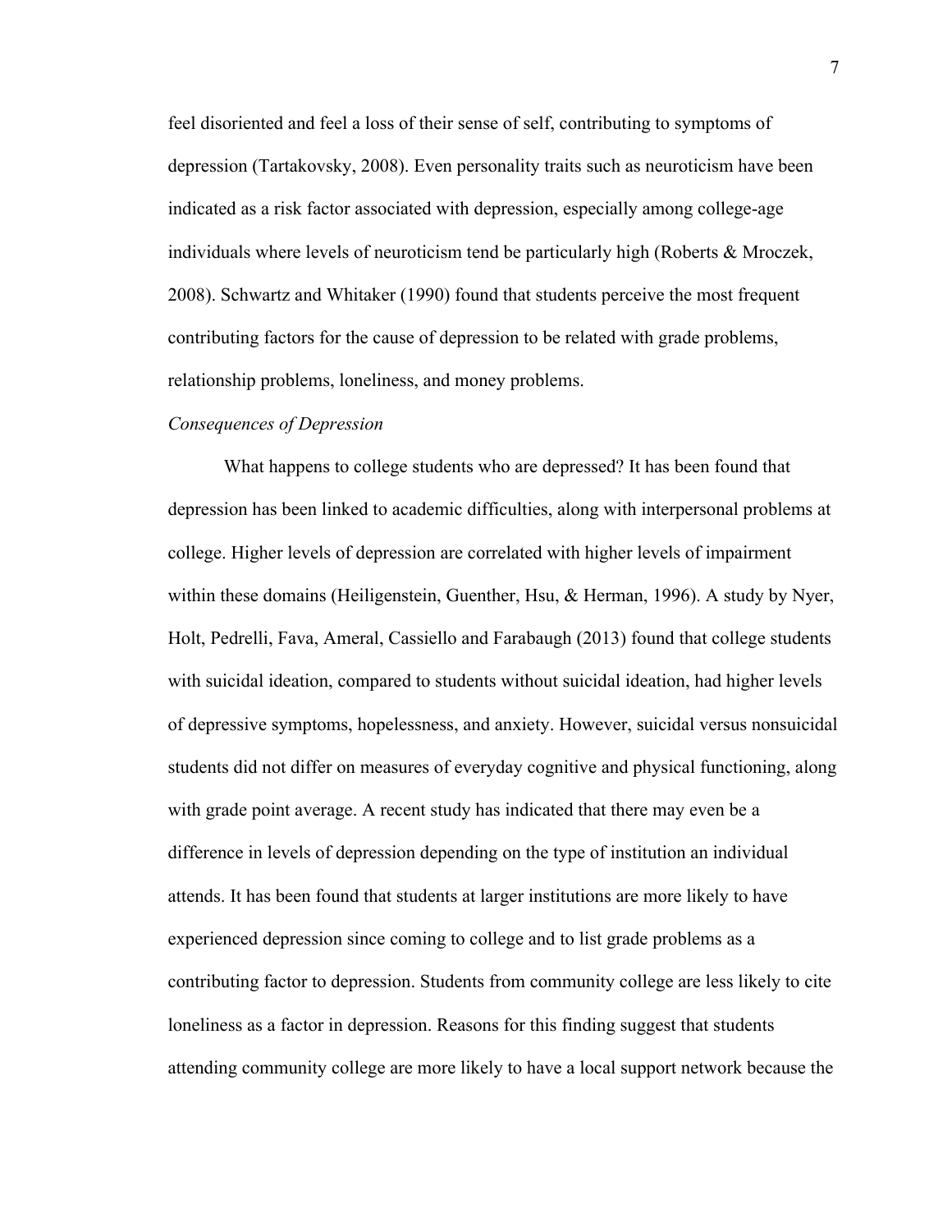feel disoriented and feel a loss of their sense of self, contributing to symptoms of depression (Tartakovsky, 2008). Even personality traits such as neuroticism have been indicated as a risk factor associated with depression, especially among college-age individuals where levels of neuroticism tend be particularly high (Roberts & Mroczek, 2008). Schwartz and Whitaker (1990) found that students perceive the most frequent contributing factors for the cause of depression to be related with grade problems, relationship problems, loneliness, and money problems.

*Consequences of Depression*

What happens to college students who are depressed? It has been found that depression has been linked to academic difficulties, along with interpersonal problems at college. Higher levels of depression are correlated with higher levels of impairment within these domains (Heiligenstein, Guenther, Hsu, & Herman, 1996). A study by Nyer, Holt, Pedrelli, Fava, Ameral, Cassiello and Farabaugh (2013) found that college students with suicidal ideation, compared to students without suicidal ideation, had higher levels of depressive symptoms, hopelessness, and anxiety. However, suicidal versus nonsuicidal students did not differ on measures of everyday cognitive and physical functioning, along with grade point average. A recent study has indicated that there may even be a difference in levels of depression depending on the type of institution an individual attends. It has been found that students at larger institutions are more likely to have experienced depression since coming to college and to list grade problems as a contributing factor to depression. Students from community college are less likely to cite loneliness as a factor in depression. Reasons for this finding suggest that students attending community college are more likely to have a local support network because the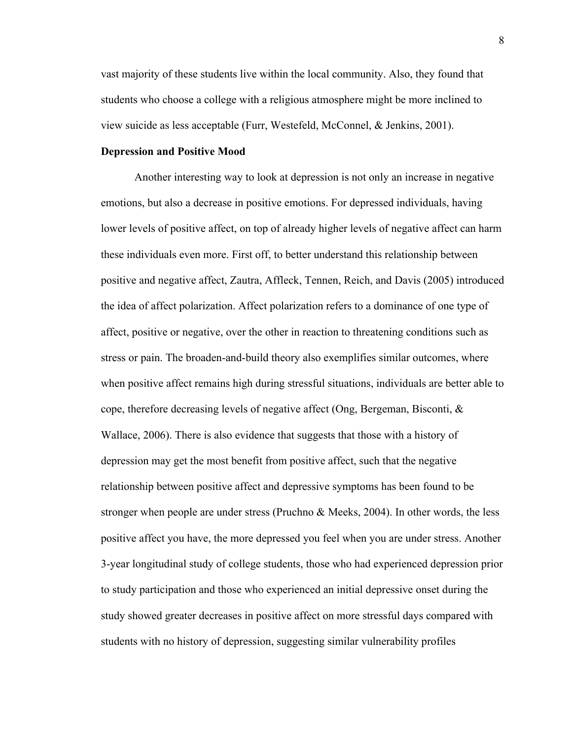vast majority of these students live within the local community. Also, they found that students who choose a college with a religious atmosphere might be more inclined to view suicide as less acceptable (Furr, Westefeld, McConnel, & Jenkins, 2001).

**Depression and Positive Mood**

Another interesting way to look at depression is not only an increase in negative emotions, but also a decrease in positive emotions. For depressed individuals, having lower levels of positive affect, on top of already higher levels of negative affect can harm these individuals even more. First off, to better understand this relationship between positive and negative affect, Zautra, Affleck, Tennen, Reich, and Davis (2005) introduced the idea of affect polarization. Affect polarization refers to a dominance of one type of affect, positive or negative, over the other in reaction to threatening conditions such as stress or pain. The broaden-and-build theory also exemplifies similar outcomes, where when positive affect remains high during stressful situations, individuals are better able to cope, therefore decreasing levels of negative affect (Ong, Bergeman, Bisconti, & Wallace, 2006). There is also evidence that suggests that those with a history of depression may get the most benefit from positive affect, such that the negative relationship between positive affect and depressive symptoms has been found to be stronger when people are under stress (Pruchno & Meeks, 2004). In other words, the less positive affect you have, the more depressed you feel when you are under stress. Another 3-year longitudinal study of college students, those who had experienced depression prior to study participation and those who experienced an initial depressive onset during the study showed greater decreases in positive affect on more stressful days compared with students with no history of depression, suggesting similar vulnerability profiles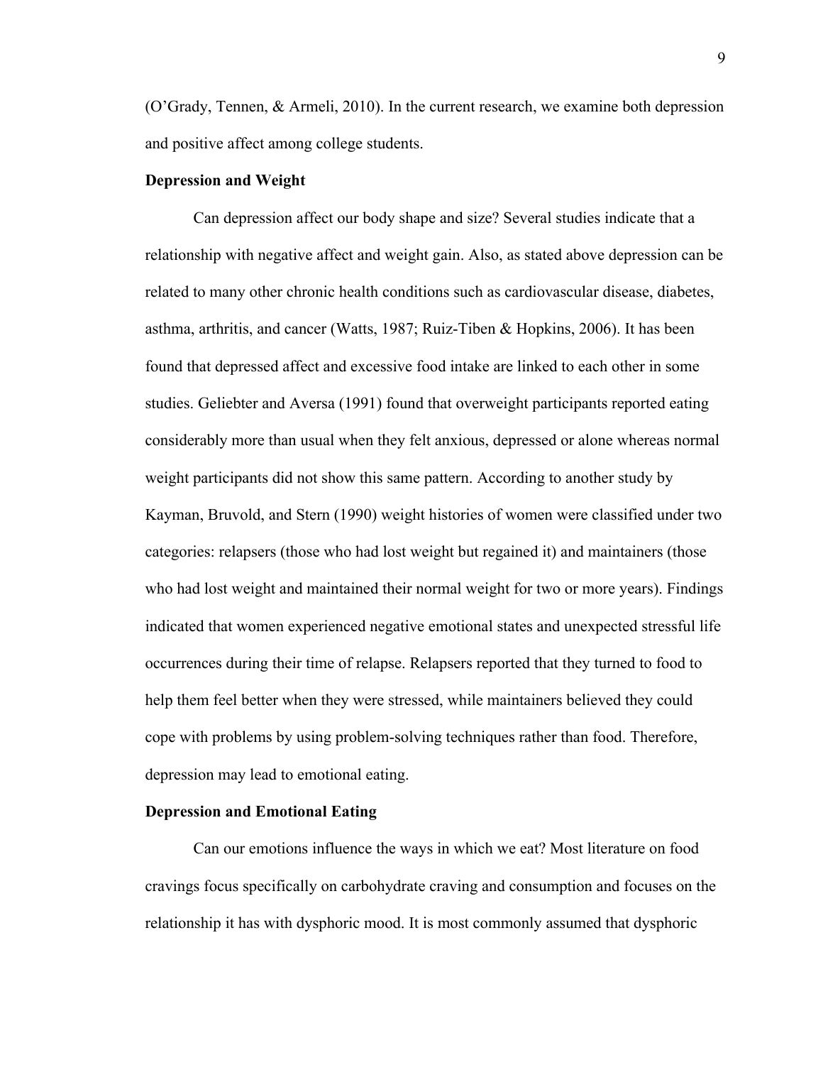(O'Grady, Tennen, & Armeli, 2010). In the current research, we examine both depression and positive affect among college students.

**Depression and Weight**

Can depression affect our body shape and size? Several studies indicate that a relationship with negative affect and weight gain. Also, as stated above depression can be related to many other chronic health conditions such as cardiovascular disease, diabetes, asthma, arthritis, and cancer (Watts, 1987; Ruiz-Tiben & Hopkins, 2006). It has been found that depressed affect and excessive food intake are linked to each other in some studies. Geliebter and Aversa (1991) found that overweight participants reported eating considerably more than usual when they felt anxious, depressed or alone whereas normal weight participants did not show this same pattern. According to another study by Kayman, Bruvold, and Stern (1990) weight histories of women were classified under two categories: relapsers (those who had lost weight but regained it) and maintainers (those who had lost weight and maintained their normal weight for two or more years). Findings indicated that women experienced negative emotional states and unexpected stressful life occurrences during their time of relapse. Relapsers reported that they turned to food to help them feel better when they were stressed, while maintainers believed they could cope with problems by using problem-solving techniques rather than food. Therefore, depression may lead to emotional eating.

**Depression and Emotional Eating**

Can our emotions influence the ways in which we eat? Most literature on food cravings focus specifically on carbohydrate craving and consumption and focuses on the relationship it has with dysphoric mood. It is most commonly assumed that dysphoric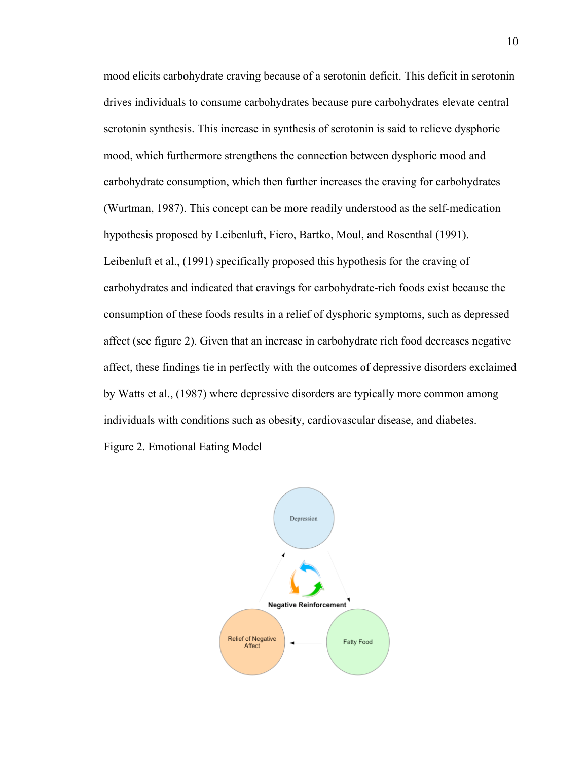mood elicits carbohydrate craving because of a serotonin deficit. This deficit in serotonin drives individuals to consume carbohydrates because pure carbohydrates elevate central serotonin synthesis. This increase in synthesis of serotonin is said to relieve dysphoric mood, which furthermore strengthens the connection between dysphoric mood and carbohydrate consumption, which then further increases the craving for carbohydrates (Wurtman, 1987). This concept can be more readily understood as the self-medication hypothesis proposed by Leibenluft, Fiero, Bartko, Moul, and Rosenthal (1991). Leibenluft et al., (1991) specifically proposed this hypothesis for the craving of carbohydrates and indicated that cravings for carbohydrate-rich foods exist because the consumption of these foods results in a relief of dysphoric symptoms, such as depressed affect (see figure 2). Given that an increase in carbohydrate rich food decreases negative affect, these findings tie in perfectly with the outcomes of depressive disorders exclaimed by Watts et al., (1987) where depressive disorders are typically more common among individuals with conditions such as obesity, cardiovascular disease, and diabetes.

Figure 2. Emotional Eating Model

Depression

Negative Reinforcement

Relief of Negative Affect

Fatty Food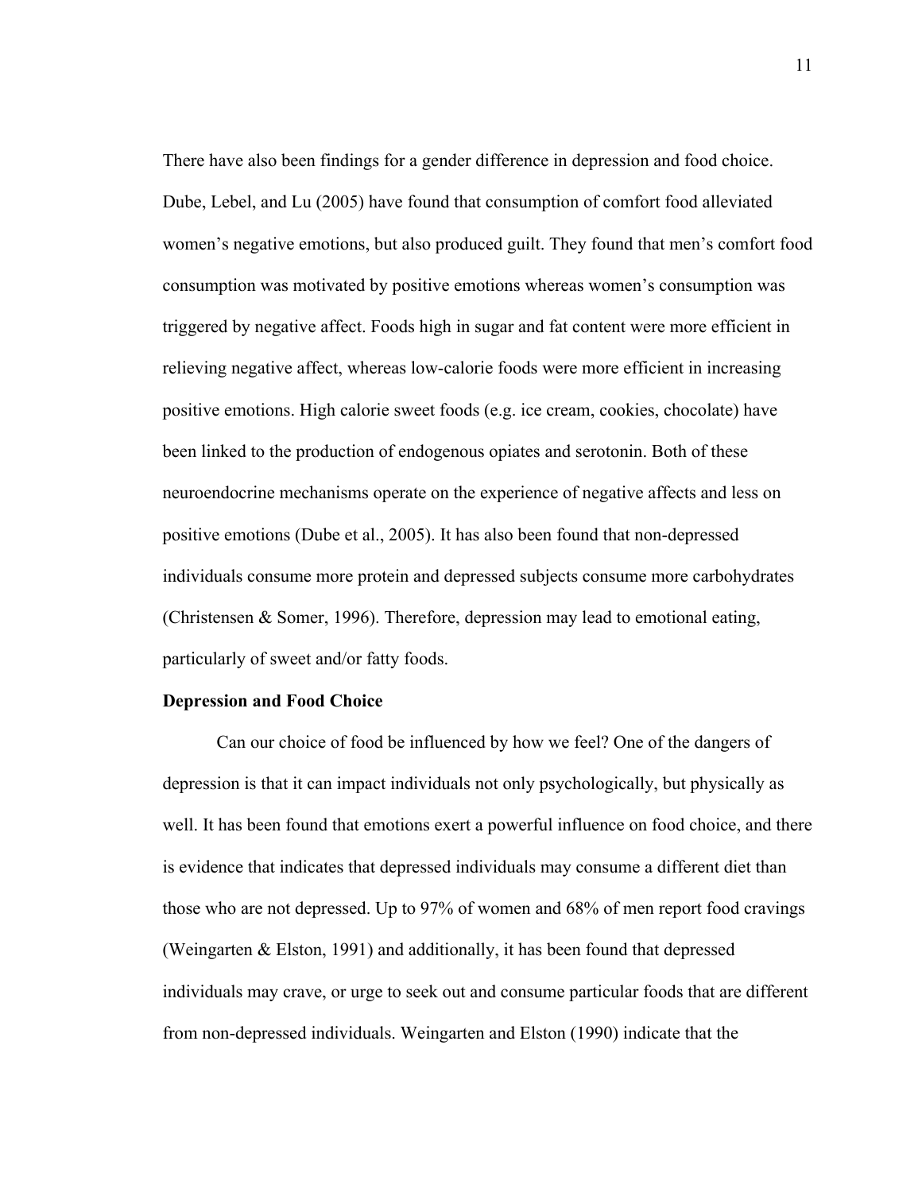There have also been findings for a gender difference in depression and food choice. Dube, Lebel, and Lu (2005) have found that consumption of comfort food alleviated women's negative emotions, but also produced guilt. They found that men's comfort food consumption was motivated by positive emotions whereas women's consumption was triggered by negative affect. Foods high in sugar and fat content were more efficient in relieving negative affect, whereas low-calorie foods were more efficient in increasing positive emotions. High calorie sweet foods (e.g. ice cream, cookies, chocolate) have been linked to the production of endogenous opiates and serotonin. Both of these neuroendocrine mechanisms operate on the experience of negative affects and less on positive emotions (Dube et al., 2005). It has also been found that non-depressed individuals consume more protein and depressed subjects consume more carbohydrates (Christensen & Somer, 1996). Therefore, depression may lead to emotional eating, particularly of sweet and/or fatty foods.

**Depression and Food Choice**

Can our choice of food be influenced by how we feel? One of the dangers of depression is that it can impact individuals not only psychologically, but physically as well. It has been found that emotions exert a powerful influence on food choice, and there is evidence that indicates that depressed individuals may consume a different diet than those who are not depressed. Up to 97% of women and 68% of men report food cravings (Weingarten & Elston, 1991) and additionally, it has been found that depressed individuals may crave, or urge to seek out and consume particular foods that are different from non-depressed individuals. Weingarten and Elston (1990) indicate that the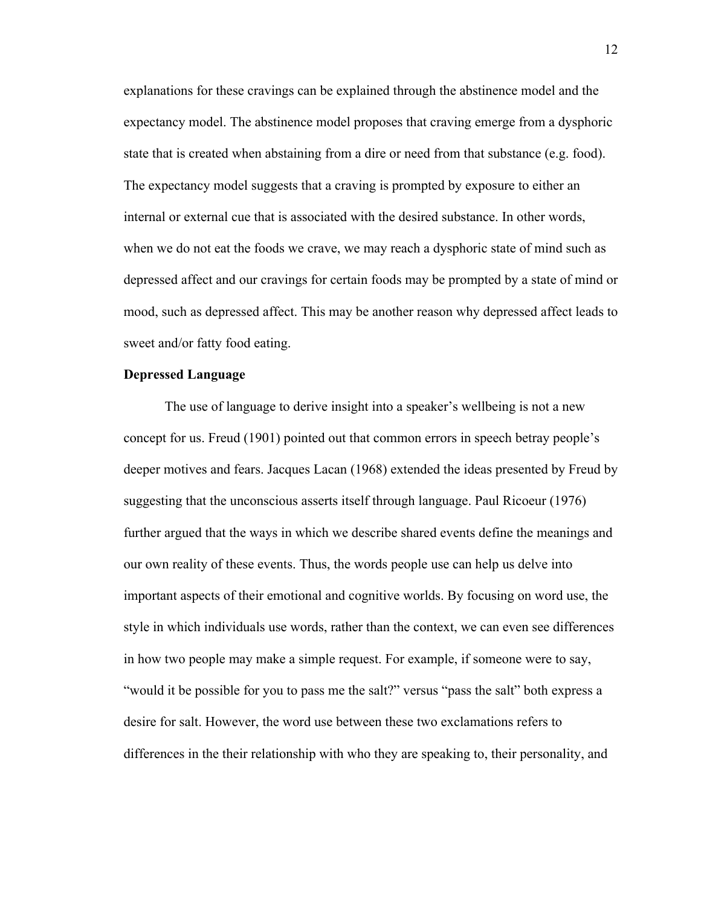explanations for these cravings can be explained through the abstinence model and the expectancy model. The abstinence model proposes that craving emerge from a dysphoric state that is created when abstaining from a dire or need from that substance (e.g. food). The expectancy model suggests that a craving is prompted by exposure to either an internal or external cue that is associated with the desired substance. In other words, when we do not eat the foods we crave, we may reach a dysphoric state of mind such as depressed affect and our cravings for certain foods may be prompted by a state of mind or mood, such as depressed affect. This may be another reason why depressed affect leads to sweet and/or fatty food eating.

**Depressed Language**

The use of language to derive insight into a speaker's wellbeing is not a new concept for us. Freud (1901) pointed out that common errors in speech betray people's deeper motives and fears. Jacques Lacan (1968) extended the ideas presented by Freud by suggesting that the unconscious asserts itself through language. Paul Ricoeur (1976) further argued that the ways in which we describe shared events define the meanings and our own reality of these events. Thus, the words people use can help us delve into important aspects of their emotional and cognitive worlds. By focusing on word use, the style in which individuals use words, rather than the context, we can even see differences in how two people may make a simple request. For example, if someone were to say, "would it be possible for you to pass me the salt?" versus "pass the salt" both express a desire for salt. However, the word use between these two exclamations refers to differences in the their relationship with who they are speaking to, their personality, and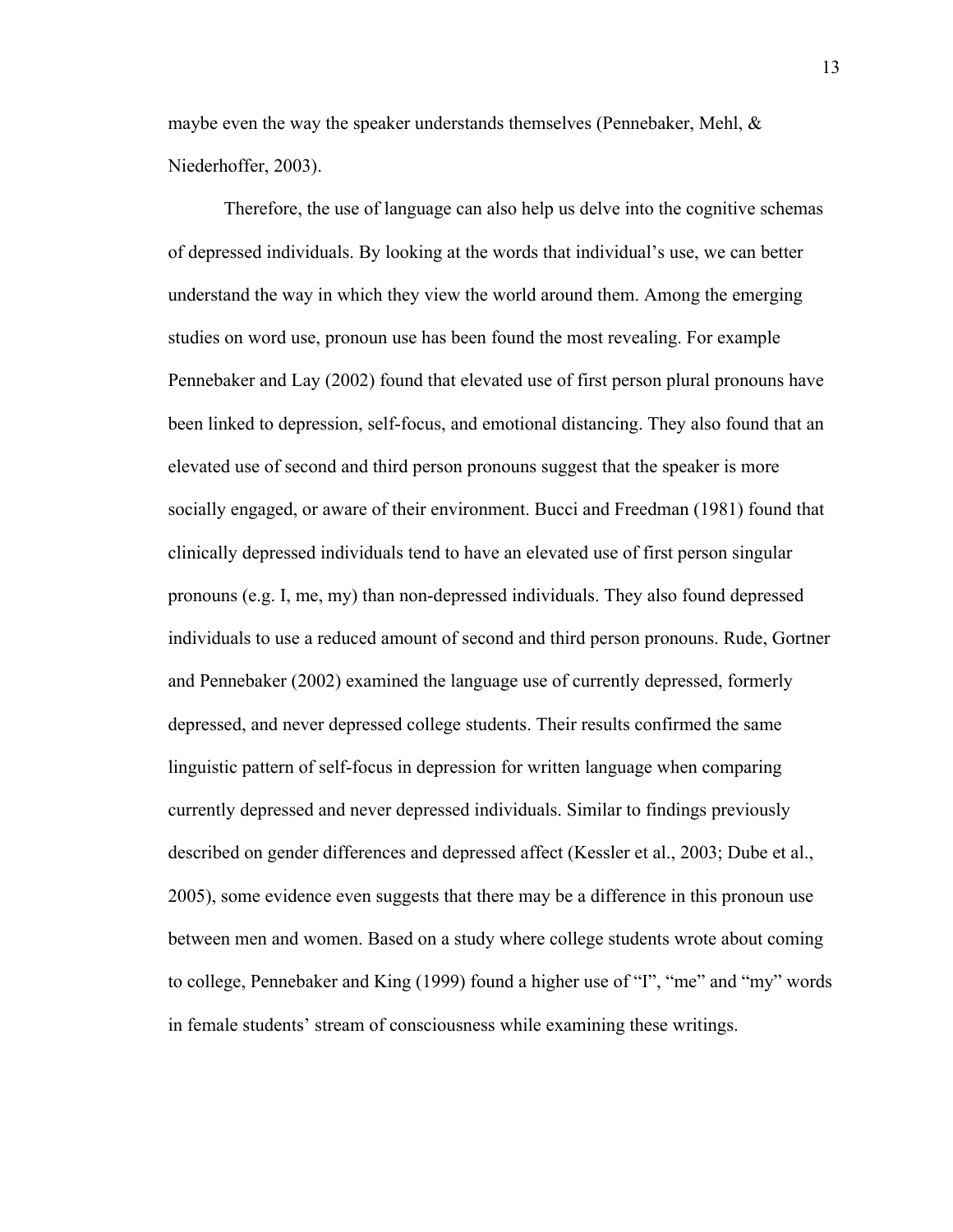maybe even the way the speaker understands themselves (Pennebaker, Mehl, & Niederhoffer, 2003).

Therefore, the use of language can also help us delve into the cognitive schemas of depressed individuals. By looking at the words that individual's use, we can better understand the way in which they view the world around them. Among the emerging studies on word use, pronoun use has been found the most revealing. For example Pennebaker and Lay (2002) found that elevated use of first person plural pronouns have been linked to depression, self-focus, and emotional distancing. They also found that an elevated use of second and third person pronouns suggest that the speaker is more socially engaged, or aware of their environment. Bucci and Freedman (1981) found that clinically depressed individuals tend to have an elevated use of first person singular pronouns (e.g. I, me, my) than non-depressed individuals. They also found depressed individuals to use a reduced amount of second and third person pronouns. Rude, Gortner and Pennebaker (2002) examined the language use of currently depressed, formerly depressed, and never depressed college students. Their results confirmed the same linguistic pattern of self-focus in depression for written language when comparing currently depressed and never depressed individuals. Similar to findings previously described on gender differences and depressed affect (Kessler et al., 2003; Dube et al., 2005), some evidence even suggests that there may be a difference in this pronoun use between men and women. Based on a study where college students wrote about coming to college, Pennebaker and King (1999) found a higher use of "I", "me" and "my" words in female students' stream of consciousness while examining these writings.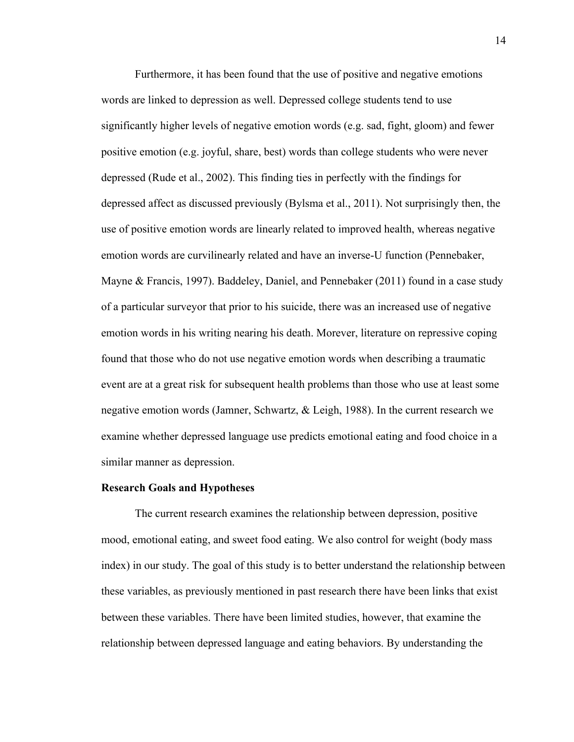Furthermore, it has been found that the use of positive and negative emotions words are linked to depression as well. Depressed college students tend to use significantly higher levels of negative emotion words (e.g. sad, fight, gloom) and fewer positive emotion (e.g. joyful, share, best) words than college students who were never depressed (Rude et al., 2002). This finding ties in perfectly with the findings for depressed affect as discussed previously (Bylsma et al., 2011). Not surprisingly then, the use of positive emotion words are linearly related to improved health, whereas negative emotion words are curvilinearly related and have an inverse-U function (Pennebaker, Mayne & Francis, 1997). Baddeley, Daniel, and Pennebaker (2011) found in a case study of a particular surveyor that prior to his suicide, there was an increased use of negative emotion words in his writing nearing his death. Morever, literature on repressive coping found that those who do not use negative emotion words when describing a traumatic event are at a great risk for subsequent health problems than those who use at least some negative emotion words (Jamner, Schwartz, & Leigh, 1988). In the current research we examine whether depressed language use predicts emotional eating and food choice in a similar manner as depression.

**Research Goals and Hypotheses**

The current research examines the relationship between depression, positive mood, emotional eating, and sweet food eating. We also control for weight (body mass index) in our study. The goal of this study is to better understand the relationship between these variables, as previously mentioned in past research there have been links that exist between these variables. There have been limited studies, however, that examine the relationship between depressed language and eating behaviors. By understanding the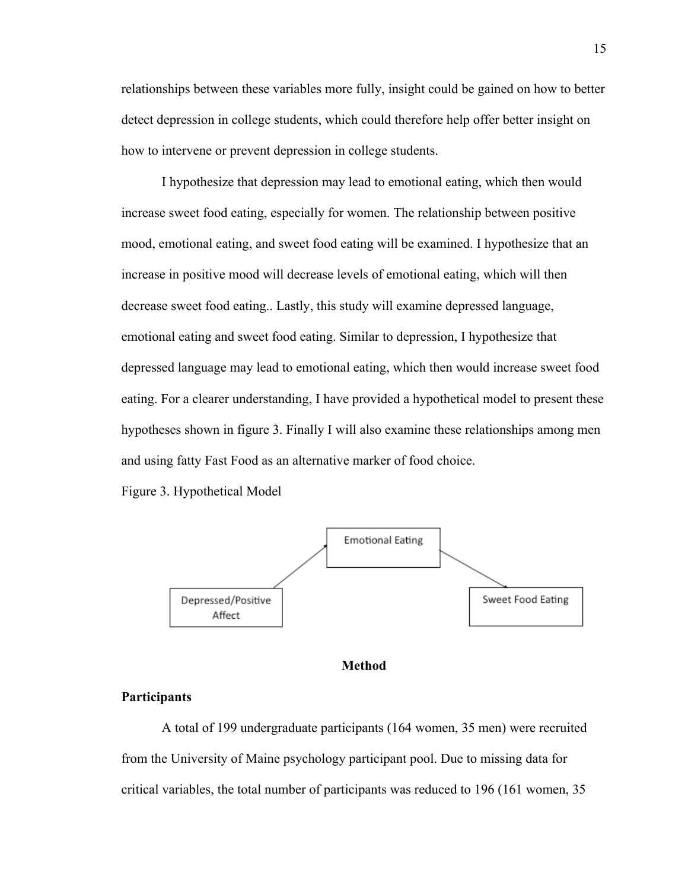relationships between these variables more fully, insight could be gained on how to better detect depression in college students, which could therefore help offer better insight on how to intervene or prevent depression in college students.

I hypothesize that depression may lead to emotional eating, which then would increase sweet food eating, especially for women. The relationship between positive mood, emotional eating, and sweet food eating will be examined. I hypothesize that an increase in positive mood will decrease levels of emotional eating, which will then decrease sweet food eating.. Lastly, this study will examine depressed language, emotional eating and sweet food eating. Similar to depression, I hypothesize that depressed language may lead to emotional eating, which then would increase sweet food eating. For a clearer understanding, I have provided a hypothetical model to present these hypotheses shown in figure 3. Finally I will also examine these relationships among men and using fatty Fast Food as an alternative marker of food choice.

Figure 3. Hypothetical Model

Depressed/Positive Affect → Emotional Eating → Sweet Food Eating

## Method

### Participants

A total of 199 undergraduate participants (164 women, 35 men) were recruited from the University of Maine psychology participant pool. Due to missing data for critical variables, the total number of participants was reduced to 196 (161 women, 35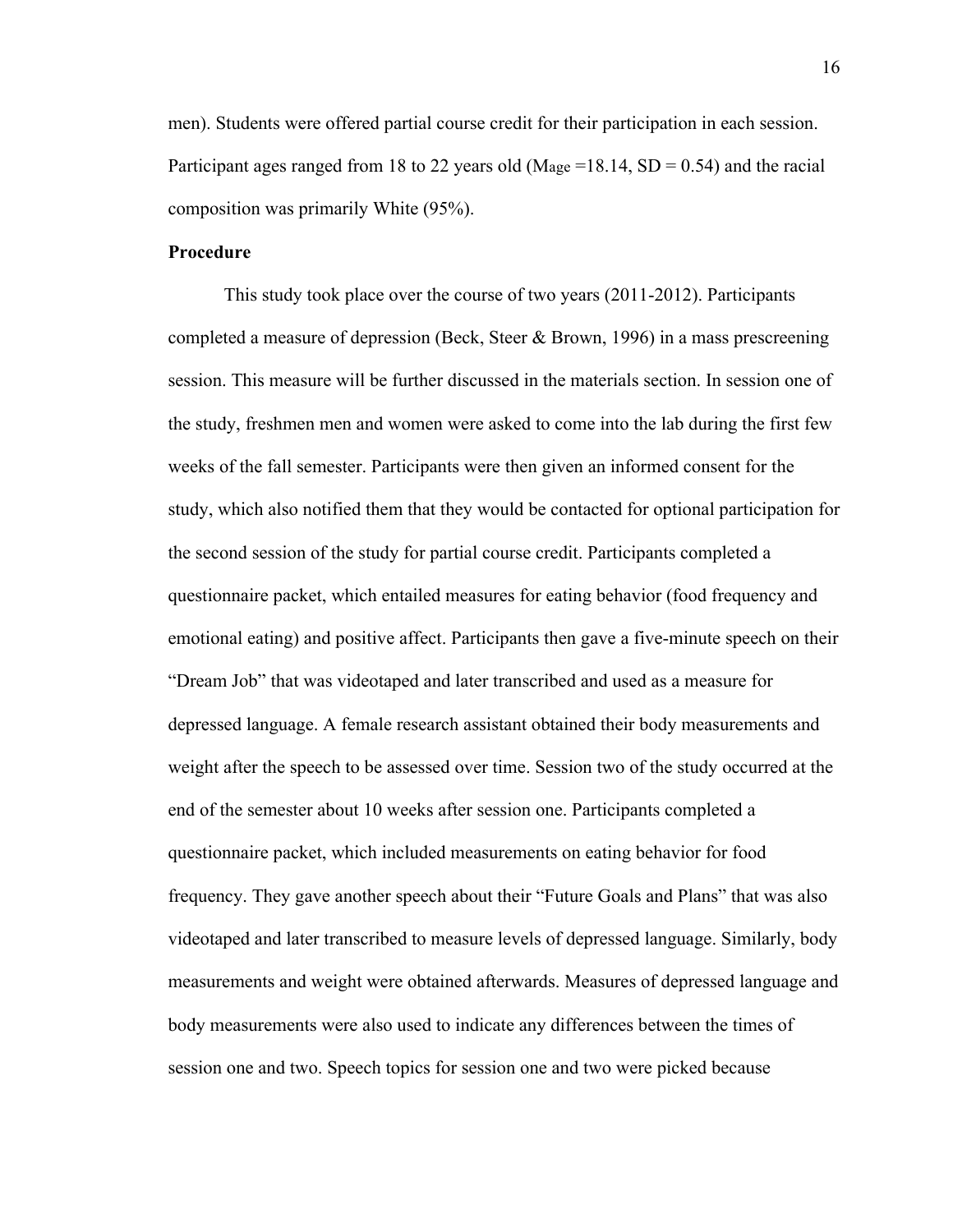men). Students were offered partial course credit for their participation in each session. Participant ages ranged from 18 to 22 years old ($M_{age}$ =18.14, SD = 0.54) and the racial composition was primarily White (95%).

**Procedure**

This study took place over the course of two years (2011-2012). Participants completed a measure of depression (Beck, Steer & Brown, 1996) in a mass prescreening session. This measure will be further discussed in the materials section. In session one of the study, freshmen men and women were asked to come into the lab during the first few weeks of the fall semester. Participants were then given an informed consent for the study, which also notified them that they would be contacted for optional participation for the second session of the study for partial course credit. Participants completed a questionnaire packet, which entailed measures for eating behavior (food frequency and emotional eating) and positive affect. Participants then gave a five-minute speech on their "Dream Job" that was videotaped and later transcribed and used as a measure for depressed language. A female research assistant obtained their body measurements and weight after the speech to be assessed over time. Session two of the study occurred at the end of the semester about 10 weeks after session one. Participants completed a questionnaire packet, which included measurements on eating behavior for food frequency. They gave another speech about their "Future Goals and Plans" that was also videotaped and later transcribed to measure levels of depressed language. Similarly, body measurements and weight were obtained afterwards. Measures of depressed language and body measurements were also used to indicate any differences between the times of session one and two. Speech topics for session one and two were picked because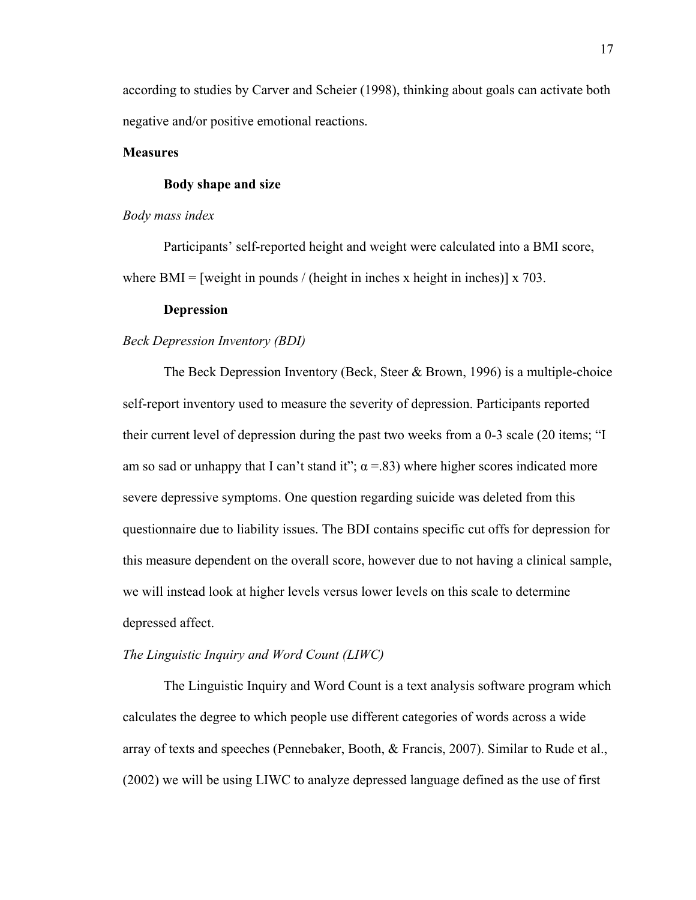according to studies by Carver and Scheier (1998), thinking about goals can activate both negative and/or positive emotional reactions.

## Measures

### Body shape and size

*Body mass index*

Participants' self-reported height and weight were calculated into a BMI score, where BMI = [weight in pounds / (height in inches x height in inches)] x 703.

### Depression

*Beck Depression Inventory (BDI)*

The Beck Depression Inventory (Beck, Steer & Brown, 1996) is a multiple-choice self-report inventory used to measure the severity of depression. Participants reported their current level of depression during the past two weeks from a 0-3 scale (20 items; "I am so sad or unhappy that I can't stand it"; $\alpha$ =.83) where higher scores indicated more severe depressive symptoms. One question regarding suicide was deleted from this questionnaire due to liability issues. The BDI contains specific cut offs for depression for this measure dependent on the overall score, however due to not having a clinical sample, we will instead look at higher levels versus lower levels on this scale to determine depressed affect.

*The Linguistic Inquiry and Word Count (LIWC)*

The Linguistic Inquiry and Word Count is a text analysis software program which calculates the degree to which people use different categories of words across a wide array of texts and speeches (Pennebaker, Booth, & Francis, 2007). Similar to Rude et al., (2002) we will be using LIWC to analyze depressed language defined as the use of first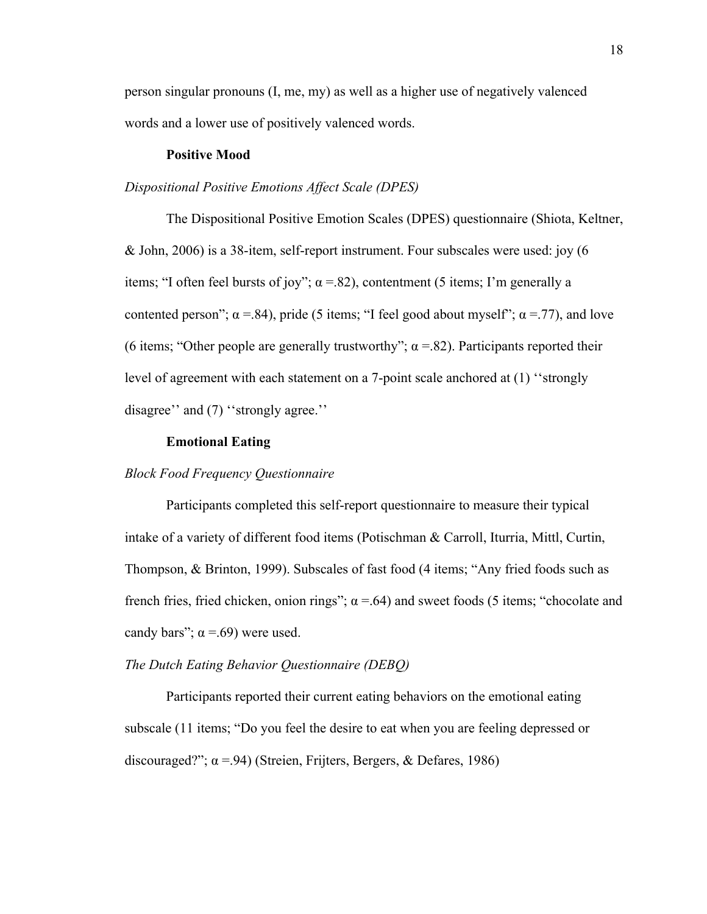person singular pronouns (I, me, my) as well as a higher use of negatively valenced words and a lower use of positively valenced words.

**Positive Mood**

*Dispositional Positive Emotions Affect Scale (DPES)*

The Dispositional Positive Emotion Scales (DPES) questionnaire (Shiota, Keltner, & John, 2006) is a 38-item, self-report instrument. Four subscales were used: joy (6 items; "I often feel bursts of joy"; α =.82), contentment (5 items; I'm generally a contented person"; α =.84), pride (5 items; "I feel good about myself"; α =.77), and love (6 items; "Other people are generally trustworthy"; α =.82). Participants reported their level of agreement with each statement on a 7-point scale anchored at (1) ''strongly disagree'' and (7) ''strongly agree.''

**Emotional Eating**

*Block Food Frequency Questionnaire*

Participants completed this self-report questionnaire to measure their typical intake of a variety of different food items (Potischman & Carroll, Iturria, Mittl, Curtin, Thompson, & Brinton, 1999). Subscales of fast food (4 items; "Any fried foods such as french fries, fried chicken, onion rings"; α =.64) and sweet foods (5 items; "chocolate and candy bars"; α =.69) were used.

*The Dutch Eating Behavior Questionnaire (DEBQ)*

Participants reported their current eating behaviors on the emotional eating subscale (11 items; "Do you feel the desire to eat when you are feeling depressed or discouraged?"; α =.94) (Streien, Frijters, Bergers, & Defares, 1986)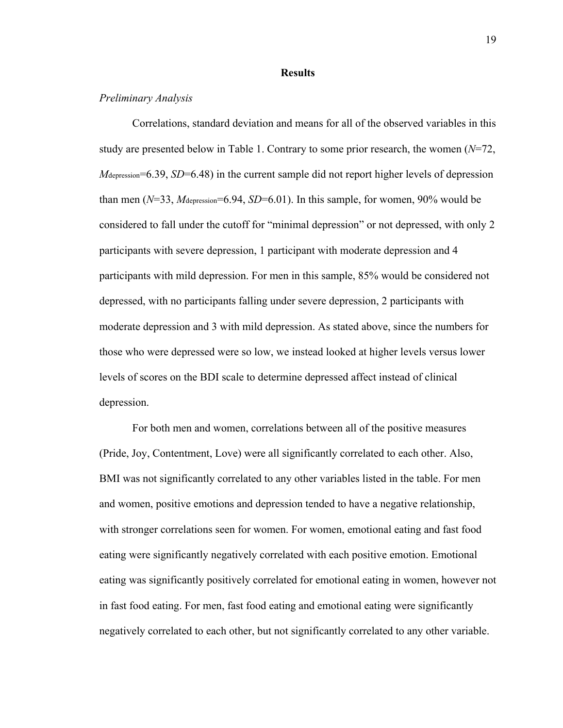## Results

*Preliminary Analysis*

Correlations, standard deviation and means for all of the observed variables in this study are presented below in Table 1. Contrary to some prior research, the women ($N$=72, $M_{depression}$=6.39, $SD$=6.48) in the current sample did not report higher levels of depression than men ($N$=33, $M_{depression}$=6.94, $SD$=6.01). In this sample, for women, 90% would be considered to fall under the cutoff for "minimal depression" or not depressed, with only 2 participants with severe depression, 1 participant with moderate depression and 4 participants with mild depression. For men in this sample, 85% would be considered not depressed, with no participants falling under severe depression, 2 participants with moderate depression and 3 with mild depression. As stated above, since the numbers for those who were depressed were so low, we instead looked at higher levels versus lower levels of scores on the BDI scale to determine depressed affect instead of clinical depression.

For both men and women, correlations between all of the positive measures (Pride, Joy, Contentment, Love) were all significantly correlated to each other. Also, BMI was not significantly correlated to any other variables listed in the table. For men and women, positive emotions and depression tended to have a negative relationship, with stronger correlations seen for women. For women, emotional eating and fast food eating were significantly negatively correlated with each positive emotion. Emotional eating was significantly positively correlated for emotional eating in women, however not in fast food eating. For men, fast food eating and emotional eating were significantly negatively correlated to each other, but not significantly correlated to any other variable.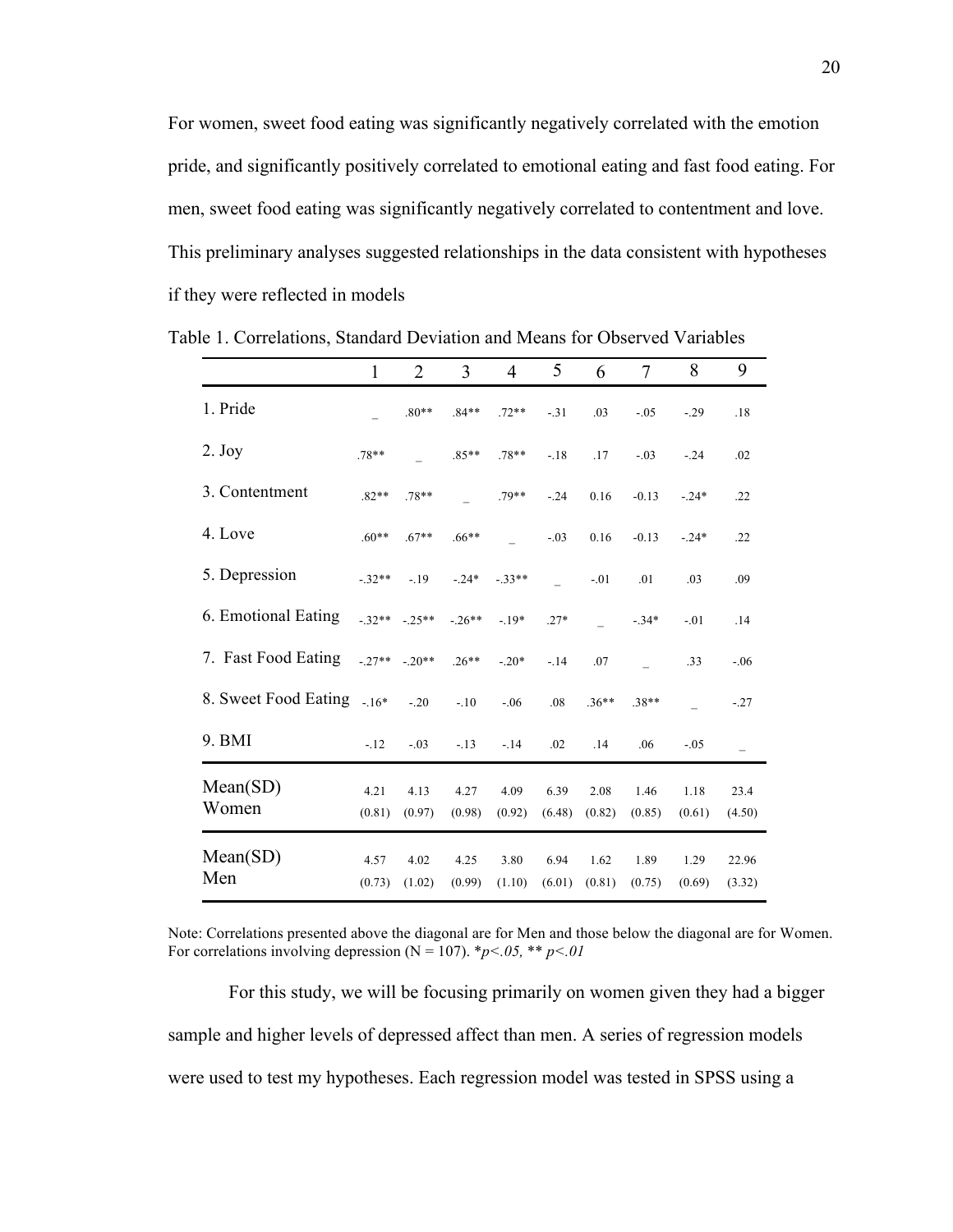For women, sweet food eating was significantly negatively correlated with the emotion pride, and significantly positively correlated to emotional eating and fast food eating. For men, sweet food eating was significantly negatively correlated to contentment and love. This preliminary analyses suggested relationships in the data consistent with hypotheses if they were reflected in models

Table 1. Correlations, Standard Deviation and Means for Observed Variables

| | 1 | 2 | 3 | 4 | 5 | 6 | 7 | 8 | 9 |
|---|---|---|---|---|---|---|---|---|---|
| 1. Pride | _ | .80** | .84** | .72** | -.31 | .03 | -.05 | -.29 | .18 |
| 2. Joy | .78** | _ | .85** | .78** | -.18 | .17 | -.03 | -.24 | .02 |
| 3. Contentment | .82** | .78** | _ | .79** | -.24 | 0.16 | -0.13 | -.24* | .22 |
| 4. Love | .60** | .67** | .66** | _ | -.03 | 0.16 | -0.13 | -.24* | .22 |
| 5. Depression | -.32** | -.19 | -.24* | -.33** | _ | -.01 | .01 | .03 | .09 |
| 6. Emotional Eating | -.32** | -.25** | -.26** | -.19* | .27* | _ | -.34* | -.01 | .14 |
| 7. Fast Food Eating | -.27** | -.20** | .26** | -.20* | -.14 | .07 | _ | .33 | -.06 |
| 8. Sweet Food Eating | -.16* | -.20 | -.10 | -.06 | .08 | .36** | .38** | _ | -.27 |
| 9. BMI | -.12 | -.03 | -.13 | -.14 | .02 | .14 | .06 | -.05 | _ |
| Mean(SD) Women | 4.21 (0.81) | 4.13 (0.97) | 4.27 (0.98) | 4.09 (0.92) | 6.39 (6.48) | 2.08 (0.82) | 1.46 (0.85) | 1.18 (0.61) | 23.4 (4.50) |
| Mean(SD) Men | 4.57 (0.73) | 4.02 (1.02) | 4.25 (0.99) | 3.80 (1.10) | 6.94 (6.01) | 1.62 (0.81) | 1.89 (0.75) | 1.29 (0.69) | 22.96 (3.32) |

Note: Correlations presented above the diagonal are for Men and those below the diagonal are for Women. For correlations involving depression (N = 107). *$p<.05$, ** $p<.01$

For this study, we will be focusing primarily on women given they had a bigger sample and higher levels of depressed affect than men. A series of regression models were used to test my hypotheses. Each regression model was tested in SPSS using a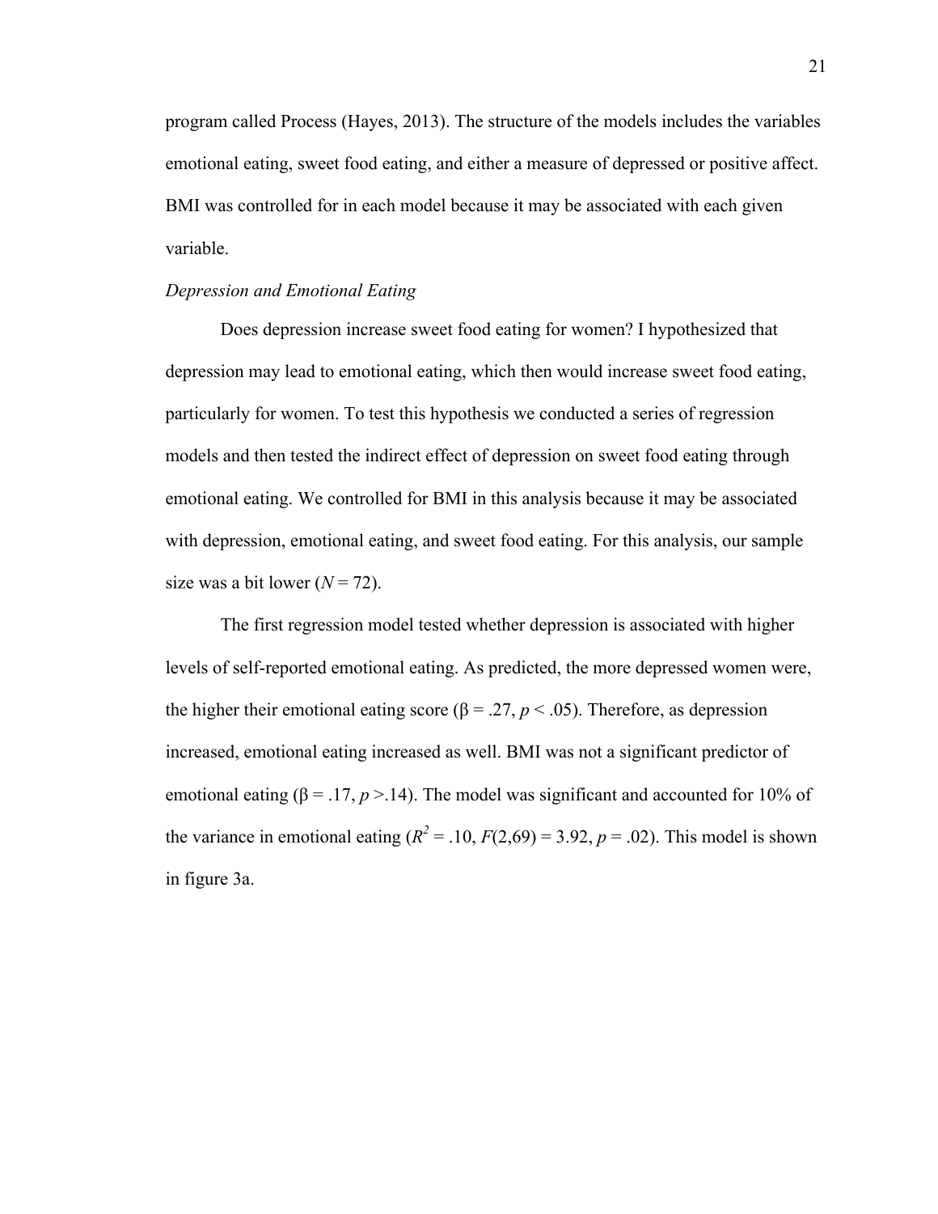program called Process (Hayes, 2013). The structure of the models includes the variables emotional eating, sweet food eating, and either a measure of depressed or positive affect. BMI was controlled for in each model because it may be associated with each given variable.

*Depression and Emotional Eating*

Does depression increase sweet food eating for women? I hypothesized that depression may lead to emotional eating, which then would increase sweet food eating, particularly for women. To test this hypothesis we conducted a series of regression models and then tested the indirect effect of depression on sweet food eating through emotional eating. We controlled for BMI in this analysis because it may be associated with depression, emotional eating, and sweet food eating. For this analysis, our sample size was a bit lower ($N = 72$).

The first regression model tested whether depression is associated with higher levels of self-reported emotional eating. As predicted, the more depressed women were, the higher their emotional eating score ($\beta = .27$, $p < .05$). Therefore, as depression increased, emotional eating increased as well. BMI was not a significant predictor of emotional eating ($\beta = .17$, $p > .14$). The model was significant and accounted for 10% of the variance in emotional eating ($R^2 = .10$, $F(2,69) = 3.92$, $p = .02$). This model is shown in figure 3a.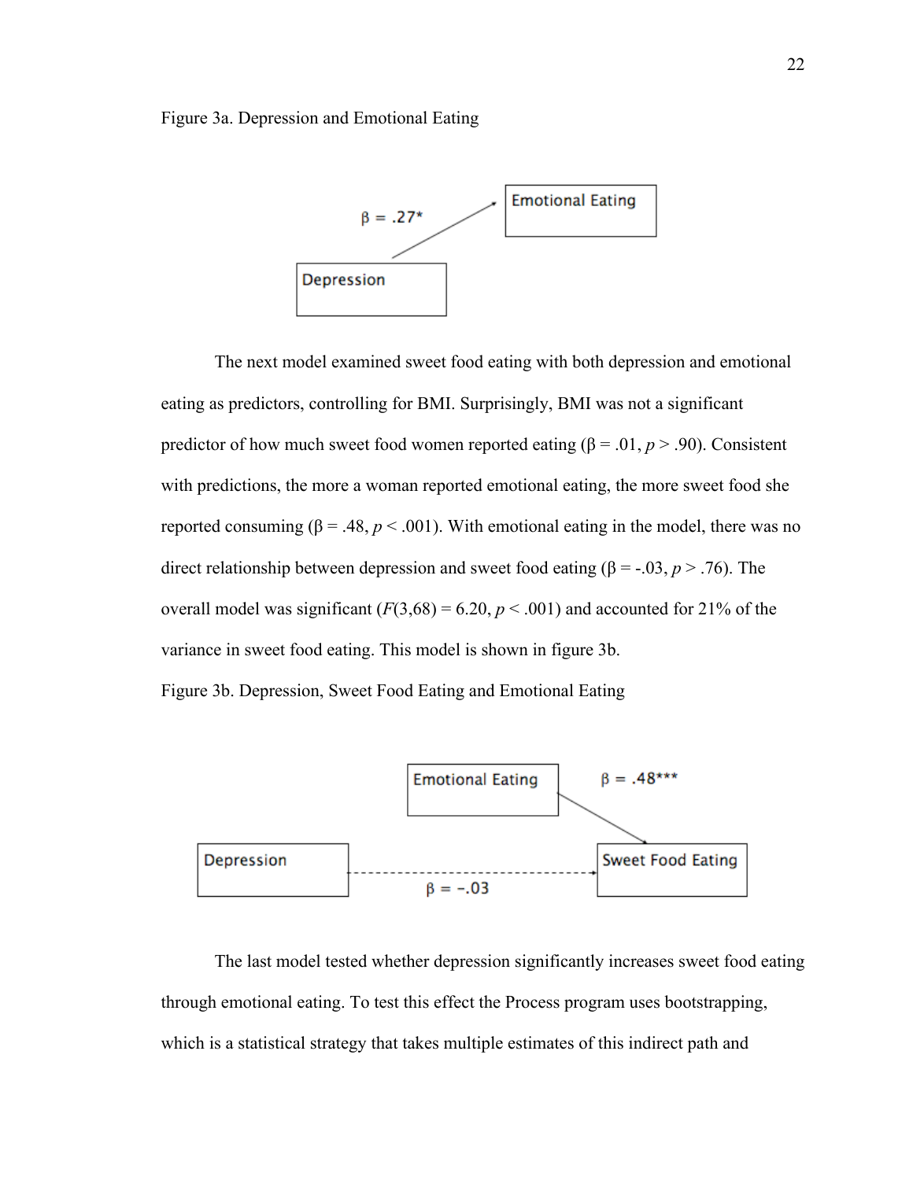Figure 3a. Depression and Emotional Eating

The next model examined sweet food eating with both depression and emotional eating as predictors, controlling for BMI. Surprisingly, BMI was not a significant predictor of how much sweet food women reported eating (β = .01, $p > .90$). Consistent with predictions, the more a woman reported emotional eating, the more sweet food she reported consuming (β = .48, $p < .001$). With emotional eating in the model, there was no direct relationship between depression and sweet food eating (β = -.03, $p > .76$). The overall model was significant ($F(3,68) = 6.20$, $p < .001$) and accounted for 21% of the variance in sweet food eating. This model is shown in figure 3b.

Figure 3b. Depression, Sweet Food Eating and Emotional Eating

The last model tested whether depression significantly increases sweet food eating through emotional eating. To test this effect the Process program uses bootstrapping, which is a statistical strategy that takes multiple estimates of this indirect path and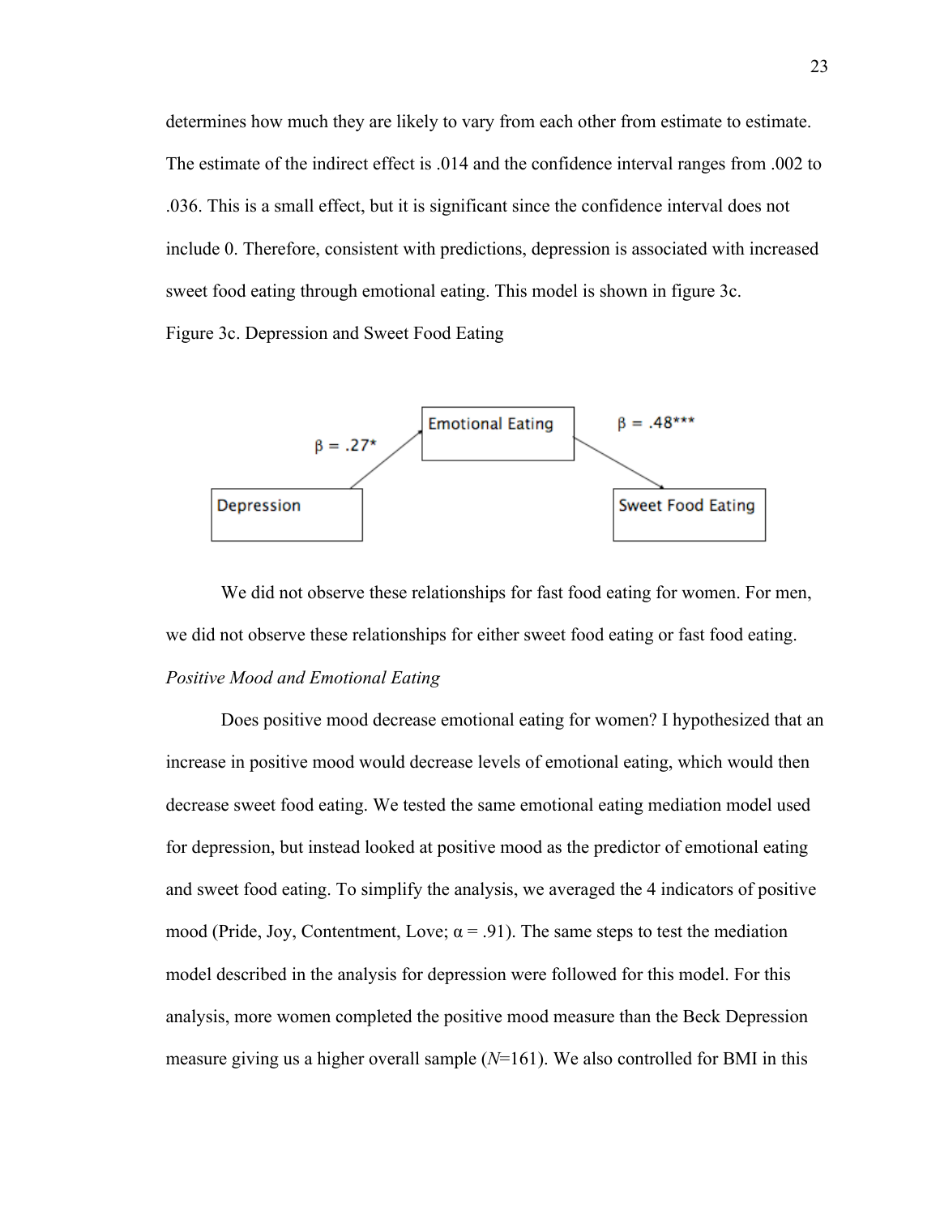determines how much they are likely to vary from each other from estimate to estimate. The estimate of the indirect effect is .014 and the confidence interval ranges from .002 to .036. This is a small effect, but it is significant since the confidence interval does not include 0. Therefore, consistent with predictions, depression is associated with increased sweet food eating through emotional eating. This model is shown in figure 3c.

Figure 3c. Depression and Sweet Food Eating

Emotional Eating

$\beta = .27^{*}$

$\beta = .48^{***}$

Depression

Sweet Food Eating

We did not observe these relationships for fast food eating for women. For men, we did not observe these relationships for either sweet food eating or fast food eating.

*Positive Mood and Emotional Eating*

Does positive mood decrease emotional eating for women? I hypothesized that an increase in positive mood would decrease levels of emotional eating, which would then decrease sweet food eating. We tested the same emotional eating mediation model used for depression, but instead looked at positive mood as the predictor of emotional eating and sweet food eating. To simplify the analysis, we averaged the 4 indicators of positive mood (Pride, Joy, Contentment, Love; $\alpha = .91$). The same steps to test the mediation model described in the analysis for depression were followed for this model. For this analysis, more women completed the positive mood measure than the Beck Depression measure giving us a higher overall sample ($N$=161). We also controlled for BMI in this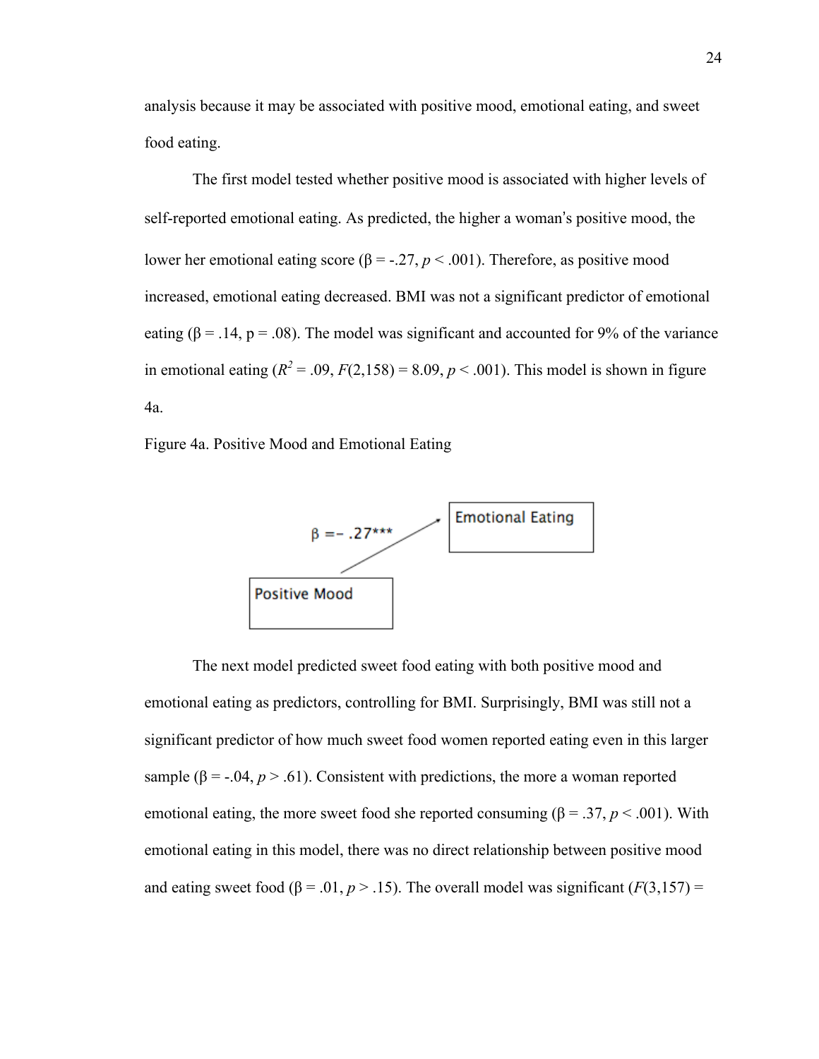analysis because it may be associated with positive mood, emotional eating, and sweet food eating.

The first model tested whether positive mood is associated with higher levels of self-reported emotional eating. As predicted, the higher a woman's positive mood, the lower her emotional eating score (β = -.27, *p* < .001). Therefore, as positive mood increased, emotional eating decreased. BMI was not a significant predictor of emotional eating (β = .14, p = .08). The model was significant and accounted for 9% of the variance in emotional eating ($R^2$ = .09, *F*(2,158) = 8.09, *p* < .001). This model is shown in figure 4a.

Figure 4a. Positive Mood and Emotional Eating

Positive Mood → Emotional Eating: β =- .27***

The next model predicted sweet food eating with both positive mood and emotional eating as predictors, controlling for BMI. Surprisingly, BMI was still not a significant predictor of how much sweet food women reported eating even in this larger sample (β = -.04, *p* > .61). Consistent with predictions, the more a woman reported emotional eating, the more sweet food she reported consuming (β = .37, *p* < .001). With emotional eating in this model, there was no direct relationship between positive mood and eating sweet food (β = .01, *p* > .15). The overall model was significant (*F*(3,157) =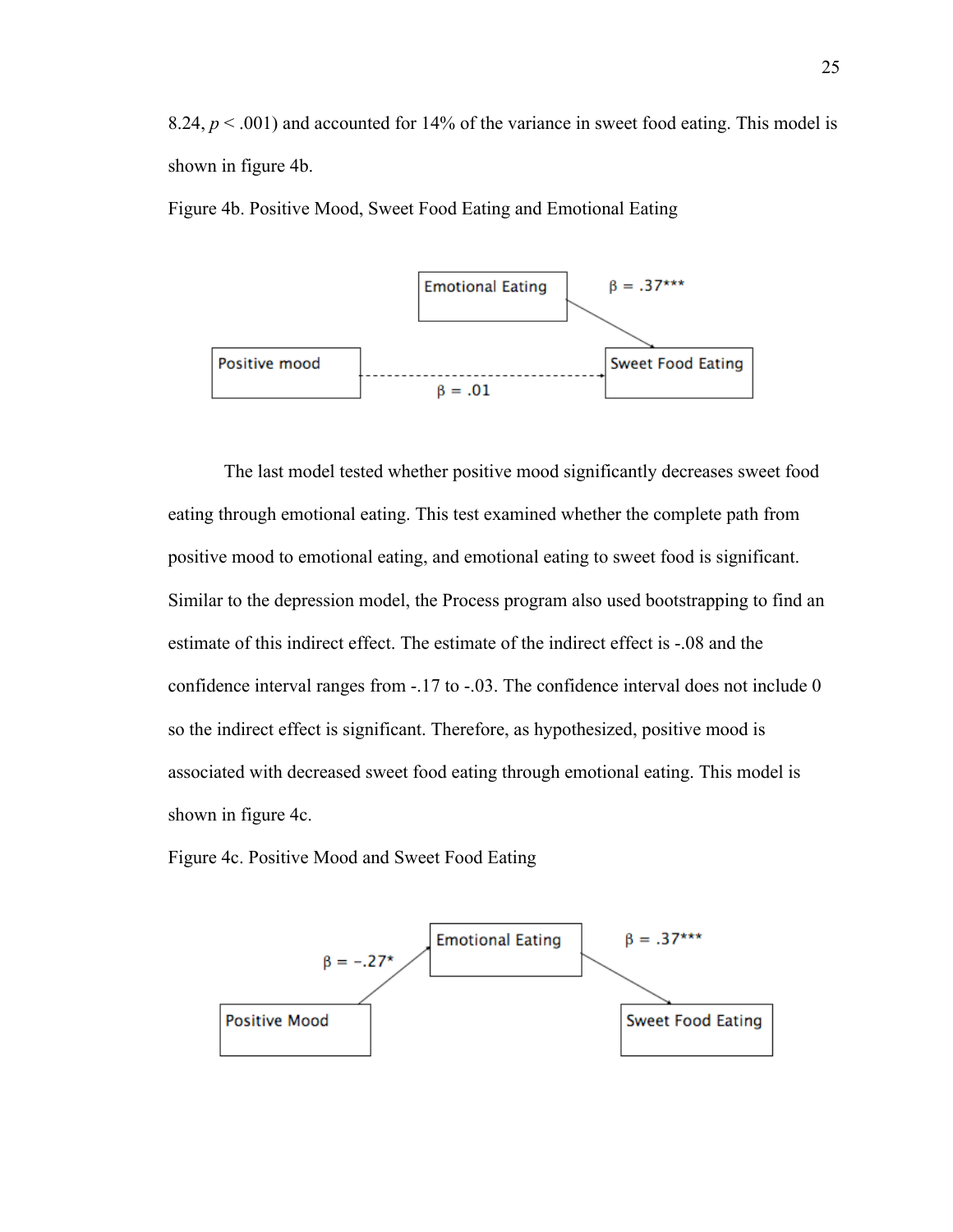8.24, $p < .001$) and accounted for 14% of the variance in sweet food eating. This model is shown in figure 4b.

Figure 4b. Positive Mood, Sweet Food Eating and Emotional Eating

Emotional Eating

$\beta = .37^{***}$

Positive mood

Sweet Food Eating

$\beta = .01$

The last model tested whether positive mood significantly decreases sweet food eating through emotional eating. This test examined whether the complete path from positive mood to emotional eating, and emotional eating to sweet food is significant. Similar to the depression model, the Process program also used bootstrapping to find an estimate of this indirect effect. The estimate of the indirect effect is -.08 and the confidence interval ranges from -.17 to -.03. The confidence interval does not include 0 so the indirect effect is significant. Therefore, as hypothesized, positive mood is associated with decreased sweet food eating through emotional eating. This model is shown in figure 4c.

Figure 4c. Positive Mood and Sweet Food Eating

Emotional Eating

$\beta = -.27^{*}$

$\beta = .37^{***}$

Positive Mood

Sweet Food Eating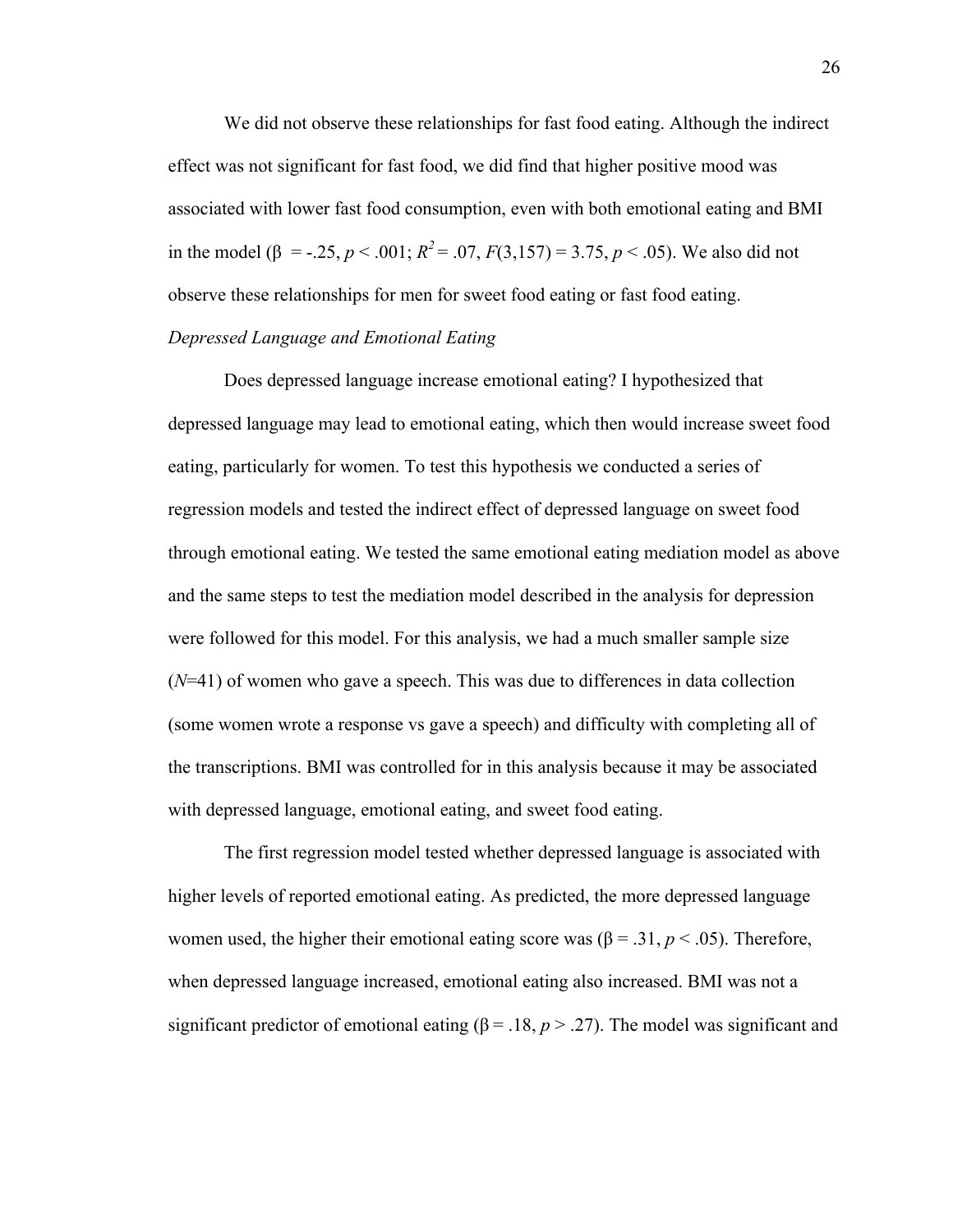We did not observe these relationships for fast food eating. Although the indirect effect was not significant for fast food, we did find that higher positive mood was associated with lower fast food consumption, even with both emotional eating and BMI in the model ($\beta = -.25$, $p < .001$; $R^2 = .07$, $F(3,157) = 3.75$, $p < .05$). We also did not observe these relationships for men for sweet food eating or fast food eating.

*Depressed Language and Emotional Eating*

Does depressed language increase emotional eating? I hypothesized that depressed language may lead to emotional eating, which then would increase sweet food eating, particularly for women. To test this hypothesis we conducted a series of regression models and tested the indirect effect of depressed language on sweet food through emotional eating. We tested the same emotional eating mediation model as above and the same steps to test the mediation model described in the analysis for depression were followed for this model. For this analysis, we had a much smaller sample size ($N$=41) of women who gave a speech. This was due to differences in data collection (some women wrote a response vs gave a speech) and difficulty with completing all of the transcriptions. BMI was controlled for in this analysis because it may be associated with depressed language, emotional eating, and sweet food eating.

The first regression model tested whether depressed language is associated with higher levels of reported emotional eating. As predicted, the more depressed language women used, the higher their emotional eating score was ($\beta = .31$, $p < .05$). Therefore, when depressed language increased, emotional eating also increased. BMI was not a significant predictor of emotional eating ($\beta = .18$, $p > .27$). The model was significant and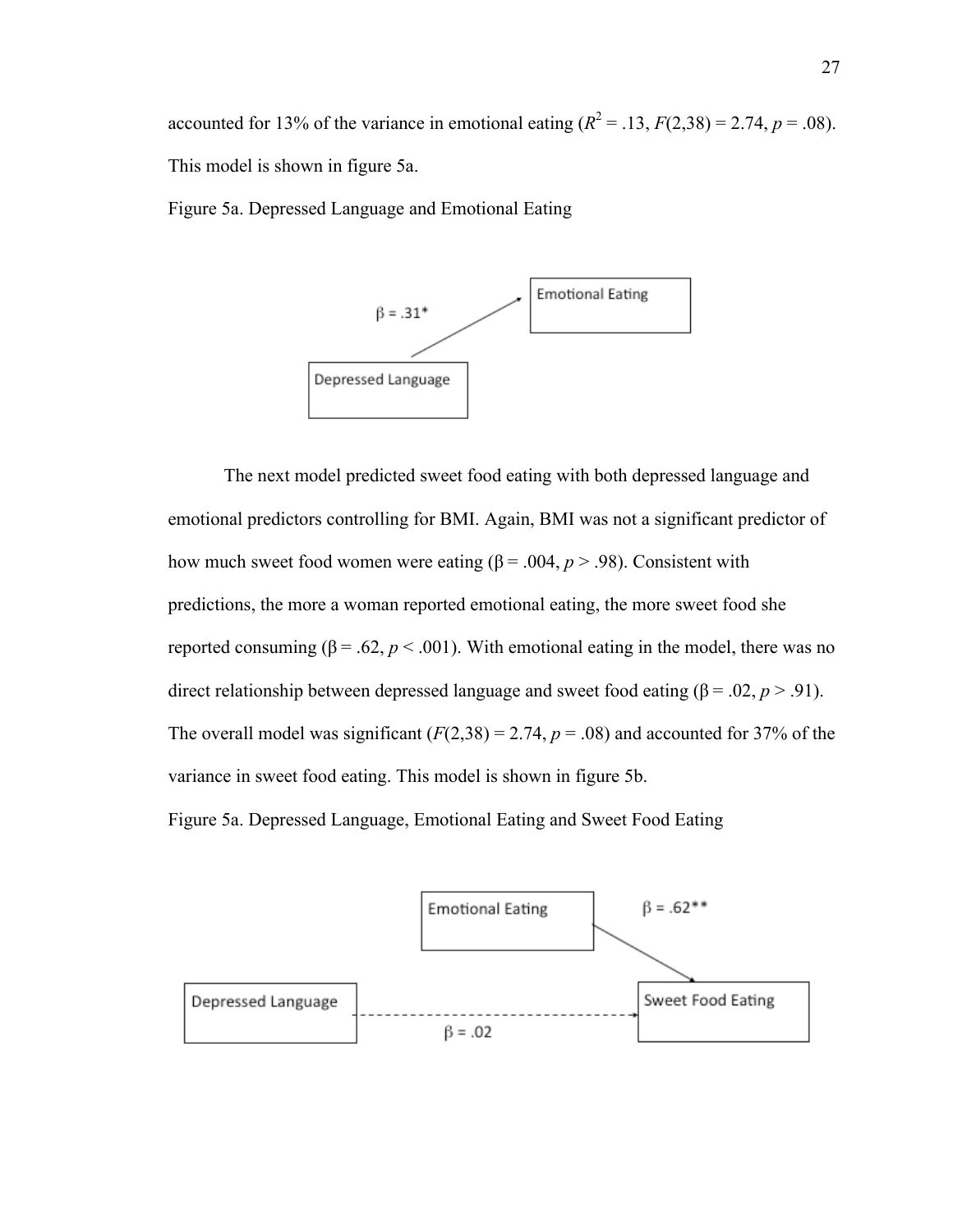accounted for 13% of the variance in emotional eating ($R^2 = .13$, $F(2,38) = 2.74$, $p = .08$). This model is shown in figure 5a.

Figure 5a. Depressed Language and Emotional Eating

The next model predicted sweet food eating with both depressed language and emotional predictors controlling for BMI. Again, BMI was not a significant predictor of how much sweet food women were eating ($\beta = .004$, $p > .98$). Consistent with predictions, the more a woman reported emotional eating, the more sweet food she reported consuming ($\beta = .62$, $p < .001$). With emotional eating in the model, there was no direct relationship between depressed language and sweet food eating ($\beta = .02$, $p > .91$). The overall model was significant ($F(2,38) = 2.74$, $p = .08$) and accounted for 37% of the variance in sweet food eating. This model is shown in figure 5b.

Figure 5a. Depressed Language, Emotional Eating and Sweet Food Eating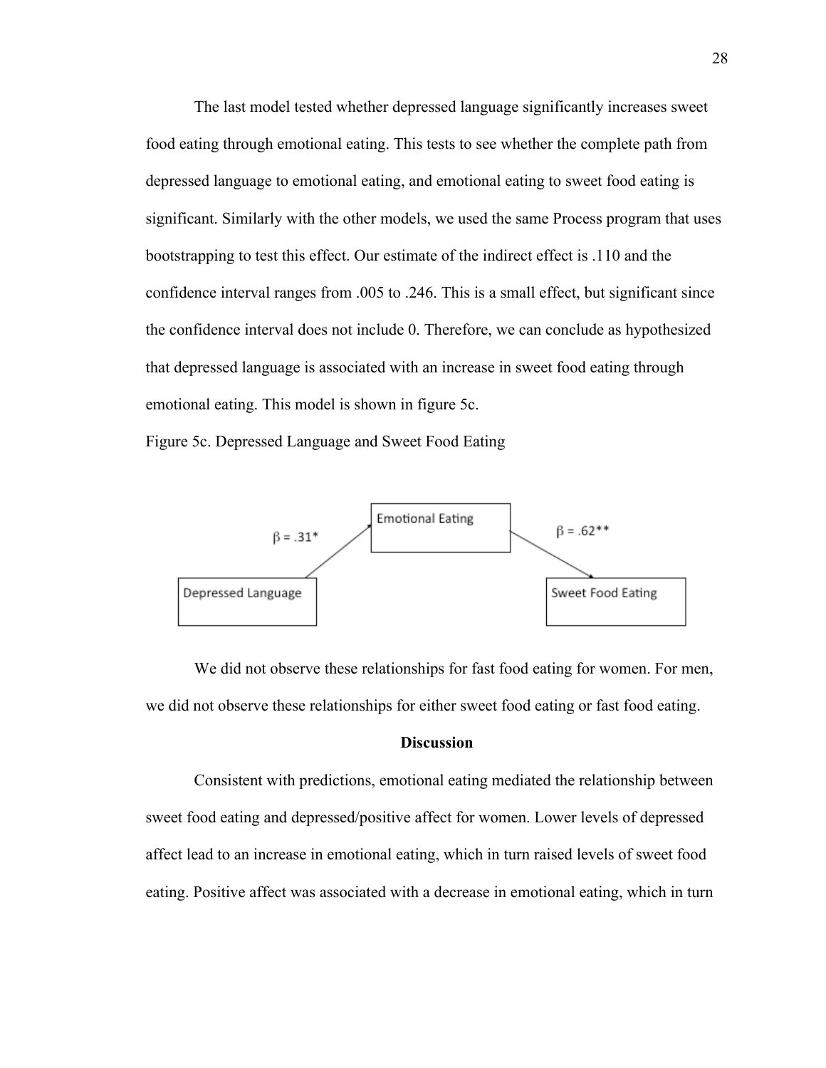The last model tested whether depressed language significantly increases sweet food eating through emotional eating. This tests to see whether the complete path from depressed language to emotional eating, and emotional eating to sweet food eating is significant. Similarly with the other models, we used the same Process program that uses bootstrapping to test this effect. Our estimate of the indirect effect is .110 and the confidence interval ranges from .005 to .246. This is a small effect, but significant since the confidence interval does not include 0. Therefore, we can conclude as hypothesized that depressed language is associated with an increase in sweet food eating through emotional eating. This model is shown in figure 5c.

Figure 5c. Depressed Language and Sweet Food Eating

Emotional Eating

$\beta = .31^{*}$ $\beta = .62^{**}$

Depressed Language Sweet Food Eating

We did not observe these relationships for fast food eating for women. For men, we did not observe these relationships for either sweet food eating or fast food eating.

## Discussion

Consistent with predictions, emotional eating mediated the relationship between sweet food eating and depressed/positive affect for women. Lower levels of depressed affect lead to an increase in emotional eating, which in turn raised levels of sweet food eating. Positive affect was associated with a decrease in emotional eating, which in turn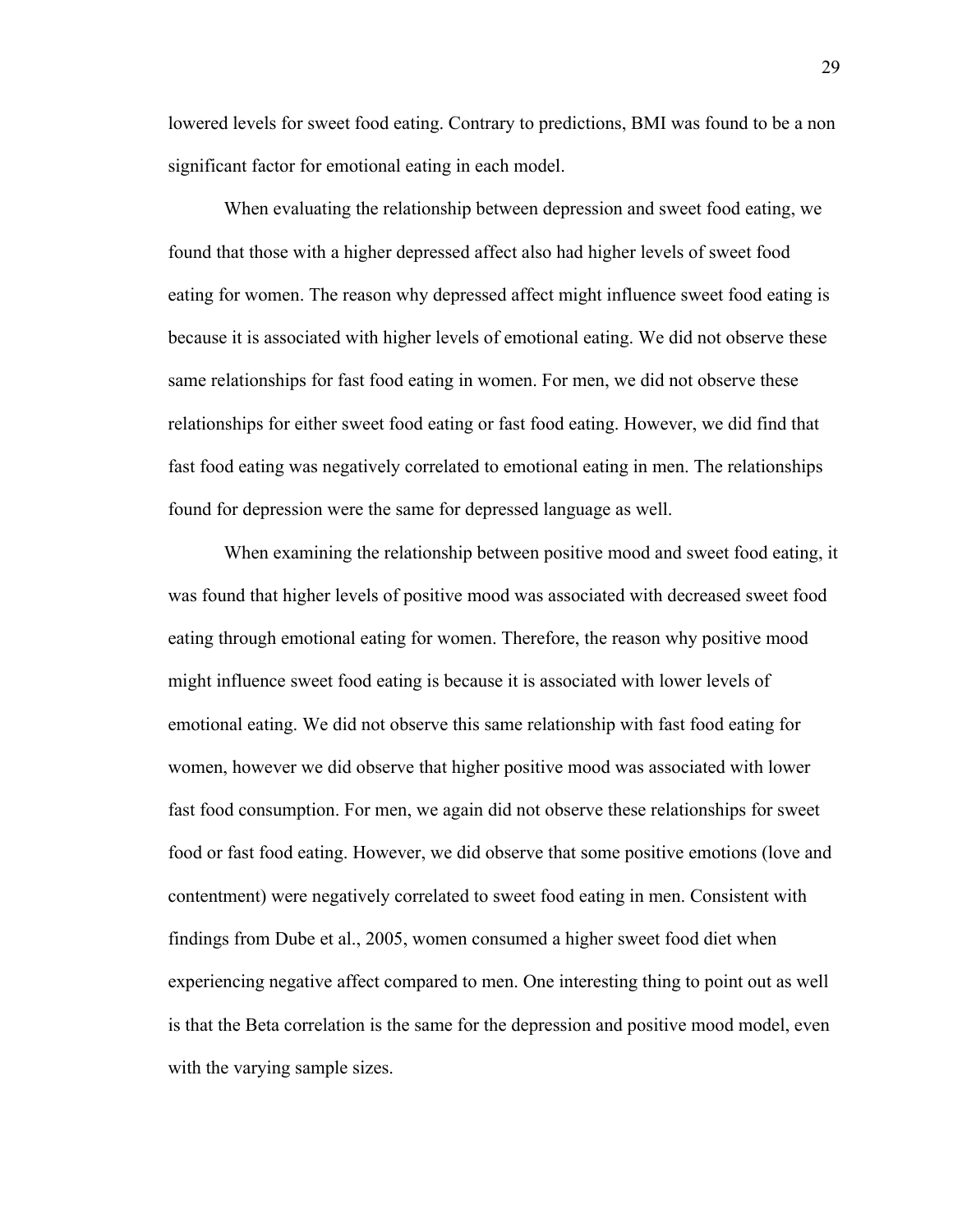lowered levels for sweet food eating. Contrary to predictions, BMI was found to be a non significant factor for emotional eating in each model.

When evaluating the relationship between depression and sweet food eating, we found that those with a higher depressed affect also had higher levels of sweet food eating for women. The reason why depressed affect might influence sweet food eating is because it is associated with higher levels of emotional eating. We did not observe these same relationships for fast food eating in women. For men, we did not observe these relationships for either sweet food eating or fast food eating. However, we did find that fast food eating was negatively correlated to emotional eating in men. The relationships found for depression were the same for depressed language as well.

When examining the relationship between positive mood and sweet food eating, it was found that higher levels of positive mood was associated with decreased sweet food eating through emotional eating for women. Therefore, the reason why positive mood might influence sweet food eating is because it is associated with lower levels of emotional eating. We did not observe this same relationship with fast food eating for women, however we did observe that higher positive mood was associated with lower fast food consumption. For men, we again did not observe these relationships for sweet food or fast food eating. However, we did observe that some positive emotions (love and contentment) were negatively correlated to sweet food eating in men. Consistent with findings from Dube et al., 2005, women consumed a higher sweet food diet when experiencing negative affect compared to men. One interesting thing to point out as well is that the Beta correlation is the same for the depression and positive mood model, even with the varying sample sizes.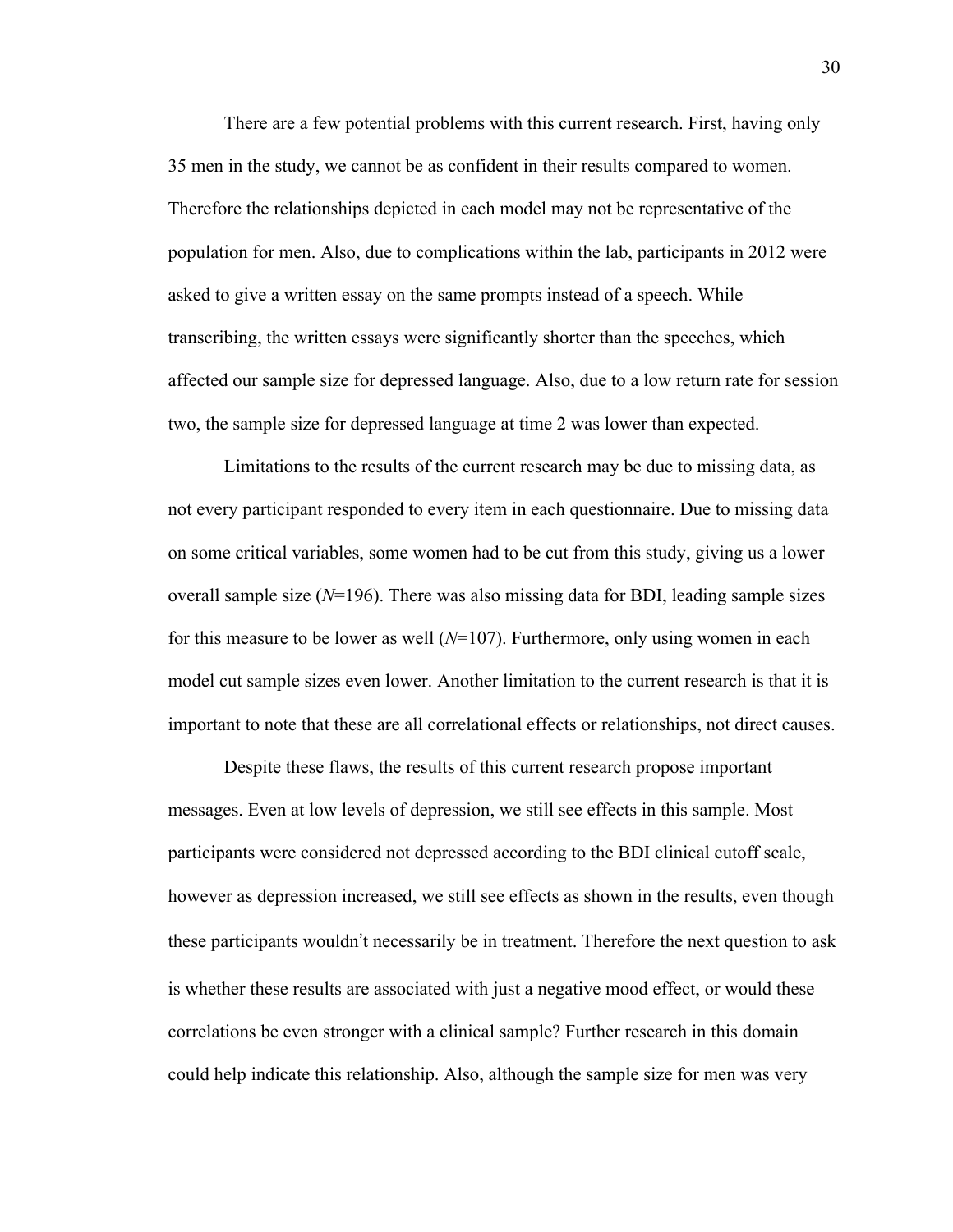There are a few potential problems with this current research. First, having only 35 men in the study, we cannot be as confident in their results compared to women. Therefore the relationships depicted in each model may not be representative of the population for men. Also, due to complications within the lab, participants in 2012 were asked to give a written essay on the same prompts instead of a speech. While transcribing, the written essays were significantly shorter than the speeches, which affected our sample size for depressed language. Also, due to a low return rate for session two, the sample size for depressed language at time 2 was lower than expected.

Limitations to the results of the current research may be due to missing data, as not every participant responded to every item in each questionnaire. Due to missing data on some critical variables, some women had to be cut from this study, giving us a lower overall sample size ($N$=196). There was also missing data for BDI, leading sample sizes for this measure to be lower as well ($N$=107). Furthermore, only using women in each model cut sample sizes even lower. Another limitation to the current research is that it is important to note that these are all correlational effects or relationships, not direct causes.

Despite these flaws, the results of this current research propose important messages. Even at low levels of depression, we still see effects in this sample. Most participants were considered not depressed according to the BDI clinical cutoff scale, however as depression increased, we still see effects as shown in the results, even though these participants wouldn't necessarily be in treatment. Therefore the next question to ask is whether these results are associated with just a negative mood effect, or would these correlations be even stronger with a clinical sample? Further research in this domain could help indicate this relationship. Also, although the sample size for men was very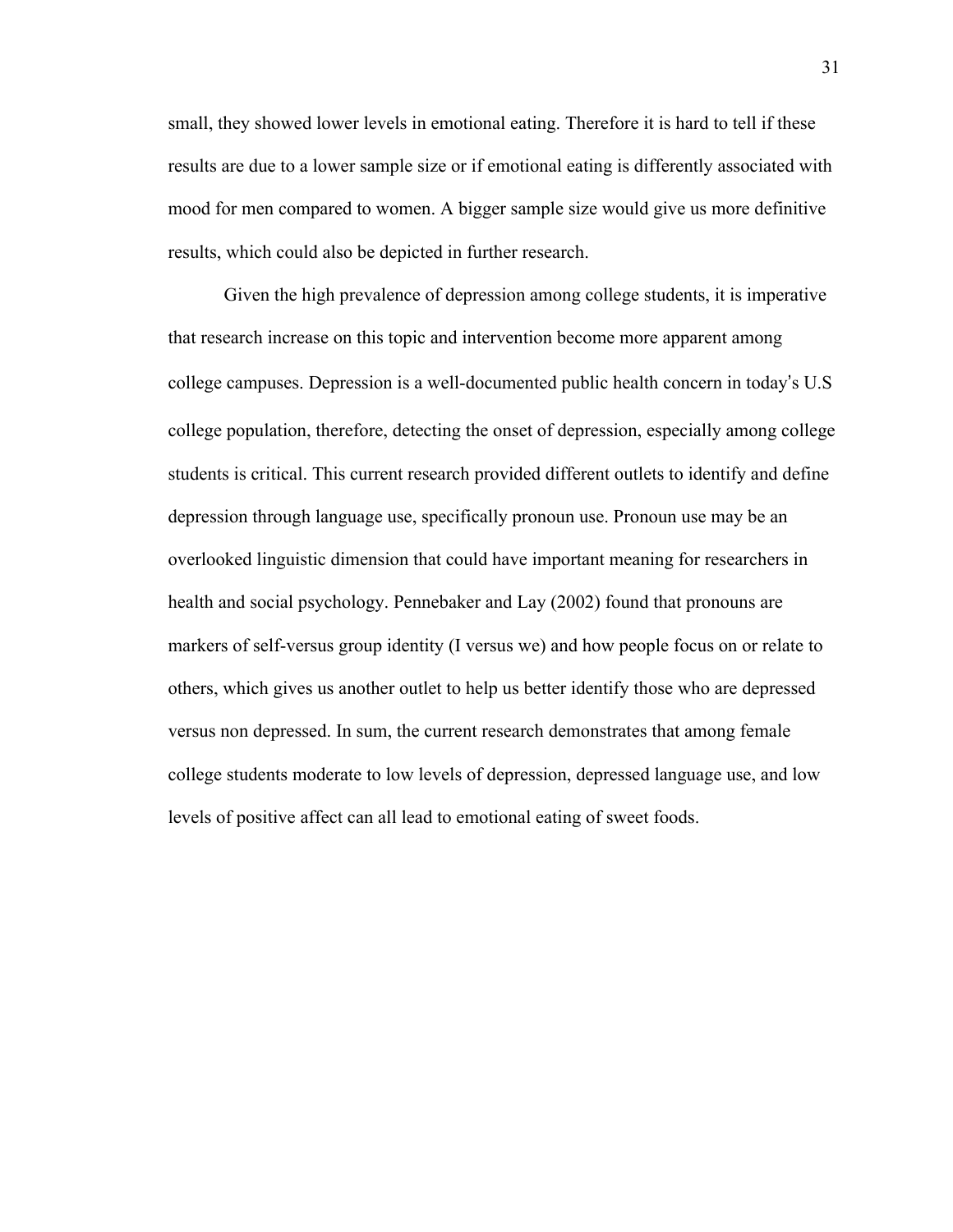small, they showed lower levels in emotional eating. Therefore it is hard to tell if these results are due to a lower sample size or if emotional eating is differently associated with mood for men compared to women. A bigger sample size would give us more definitive results, which could also be depicted in further research.

Given the high prevalence of depression among college students, it is imperative that research increase on this topic and intervention become more apparent among college campuses. Depression is a well-documented public health concern in today's U.S college population, therefore, detecting the onset of depression, especially among college students is critical. This current research provided different outlets to identify and define depression through language use, specifically pronoun use. Pronoun use may be an overlooked linguistic dimension that could have important meaning for researchers in health and social psychology. Pennebaker and Lay (2002) found that pronouns are markers of self-versus group identity (I versus we) and how people focus on or relate to others, which gives us another outlet to help us better identify those who are depressed versus non depressed. In sum, the current research demonstrates that among female college students moderate to low levels of depression, depressed language use, and low levels of positive affect can all lead to emotional eating of sweet foods.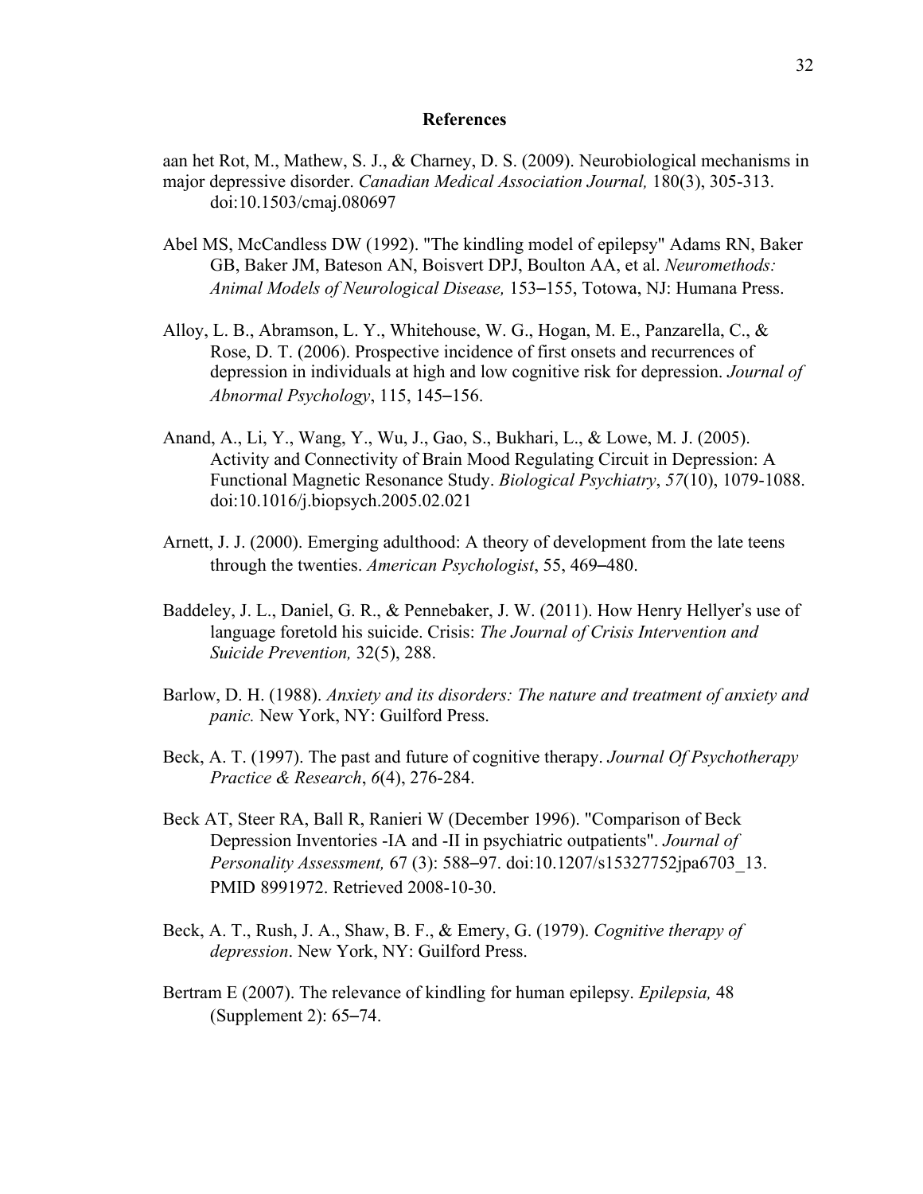## References

aan het Rot, M., Mathew, S. J., & Charney, D. S. (2009). Neurobiological mechanisms in major depressive disorder. *Canadian Medical Association Journal,* 180(3), 305-313. doi:10.1503/cmaj.080697

Abel MS, McCandless DW (1992). "The kindling model of epilepsy" Adams RN, Baker GB, Baker JM, Bateson AN, Boisvert DPJ, Boulton AA, et al. *Neuromethods: Animal Models of Neurological Disease,* 153–155, Totowa, NJ: Humana Press.

Alloy, L. B., Abramson, L. Y., Whitehouse, W. G., Hogan, M. E., Panzarella, C., & Rose, D. T. (2006). Prospective incidence of first onsets and recurrences of depression in individuals at high and low cognitive risk for depression. *Journal of Abnormal Psychology*, 115, 145–156.

Anand, A., Li, Y., Wang, Y., Wu, J., Gao, S., Bukhari, L., & Lowe, M. J. (2005). Activity and Connectivity of Brain Mood Regulating Circuit in Depression: A Functional Magnetic Resonance Study. *Biological Psychiatry*, *57*(10), 1079-1088. doi:10.1016/j.biopsych.2005.02.021

Arnett, J. J. (2000). Emerging adulthood: A theory of development from the late teens through the twenties. *American Psychologist*, 55, 469–480.

Baddeley, J. L., Daniel, G. R., & Pennebaker, J. W. (2011). How Henry Hellyer's use of language foretold his suicide. Crisis: *The Journal of Crisis Intervention and Suicide Prevention,* 32(5), 288.

Barlow, D. H. (1988). *Anxiety and its disorders: The nature and treatment of anxiety and panic.* New York, NY: Guilford Press.

Beck, A. T. (1997). The past and future of cognitive therapy. *Journal Of Psychotherapy Practice & Research*, *6*(4), 276-284.

Beck AT, Steer RA, Ball R, Ranieri W (December 1996). "Comparison of Beck Depression Inventories -IA and -II in psychiatric outpatients". *Journal of Personality Assessment,* 67 (3): 588–97. doi:10.1207/s15327752jpa6703_13. PMID 8991972. Retrieved 2008-10-30.

Beck, A. T., Rush, J. A., Shaw, B. F., & Emery, G. (1979). *Cognitive therapy of depression*. New York, NY: Guilford Press.

Bertram E (2007). The relevance of kindling for human epilepsy. *Epilepsia,* 48 (Supplement 2): 65–74.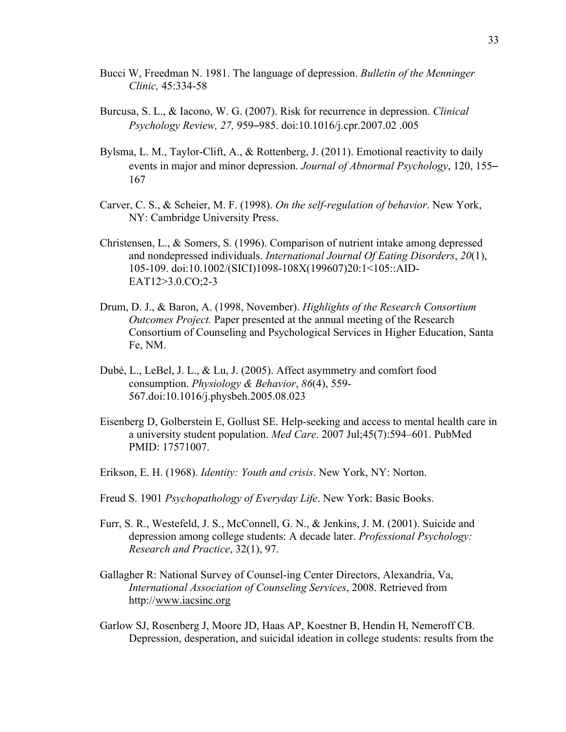Bucci W, Freedman N. 1981. The language of depression. *Bulletin of the Menninger Clinic,* 45:334-58

Burcusa, S. L., & Iacono, W. G. (2007). Risk for recurrence in depression. *Clinical Psychology Review, 27,* 959–985. doi:10.1016/j.cpr.2007.02 .005

Bylsma, L. M., Taylor-Clift, A., & Rottenberg, J. (2011). Emotional reactivity to daily events in major and minor depression. *Journal of Abnormal Psychology*, 120, 155–167

Carver, C. S., & Scheier, M. F. (1998). *On the self-regulation of behavior*. New York, NY: Cambridge University Press.

Christensen, L., & Somers, S. (1996). Comparison of nutrient intake among depressed and nondepressed individuals. *International Journal Of Eating Disorders*, *20*(1), 105-109. doi:10.1002/(SICI)1098-108X(199607)20:1<105::AID-EAT12>3.0.CO;2-3

Drum, D. J., & Baron, A. (1998, November). *Highlights of the Research Consortium Outcomes Project.* Paper presented at the annual meeting of the Research Consortium of Counseling and Psychological Services in Higher Education, Santa Fe, NM.

Dubé, L., LeBel, J. L., & Lu, J. (2005). Affect asymmetry and comfort food consumption. *Physiology & Behavior*, *86*(4), 559-567.doi:10.1016/j.physbeh.2005.08.023

Eisenberg D, Golberstein E, Gollust SE. Help-seeking and access to mental health care in a university student population. *Med Care*. 2007 Jul;45(7):594–601. PubMed PMID: 17571007.

Erikson, E. H. (1968). *Identity: Youth and crisis*. New York, NY: Norton.

Freud S. 1901 *Psychopathology of Everyday Life*. New York: Basic Books.

Furr, S. R., Westefeld, J. S., McConnell, G. N., & Jenkins, J. M. (2001). Suicide and depression among college students: A decade later. *Professional Psychology: Research and Practice*, 32(1), 97.

Gallagher R: National Survey of Counsel-ing Center Directors, Alexandria, Va, *International Association of Counseling Services*, 2008. Retrieved from http://www.iacsinc.org

Garlow SJ, Rosenberg J, Moore JD, Haas AP, Koestner B, Hendin H, Nemeroff CB. Depression, desperation, and suicidal ideation in college students: results from the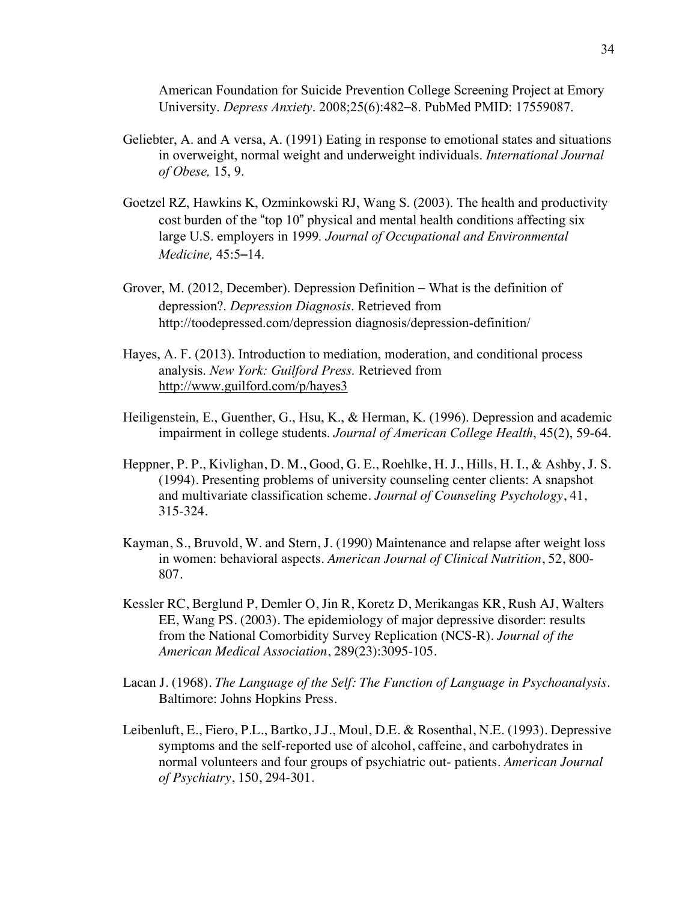American Foundation for Suicide Prevention College Screening Project at Emory University. *Depress Anxiety*. 2008;25(6):482–8. PubMed PMID: 17559087.

Geliebter, A. and A versa, A. (1991) Eating in response to emotional states and situations in overweight, normal weight and underweight individuals. *International Journal of Obese,* 15, 9.

Goetzel RZ, Hawkins K, Ozminkowski RJ, Wang S. (2003). The health and productivity cost burden of the "top 10" physical and mental health conditions affecting six large U.S. employers in 1999*. Journal of Occupational and Environmental Medicine,* 45:5–14.

Grover, M. (2012, December). Depression Definition – What is the definition of depression?. *Depression Diagnosis*. Retrieved from http://toodepressed.com/depression diagnosis/depression-definition/

Hayes, A. F. (2013). Introduction to mediation, moderation, and conditional process analysis. *New York: Guilford Press.* Retrieved from http://www.guilford.com/p/hayes3

Heiligenstein, E., Guenther, G., Hsu, K., & Herman, K. (1996). Depression and academic impairment in college students. *Journal of American College Health*, 45(2), 59-64.

Heppner, P. P., Kivlighan, D. M., Good, G. E., Roehlke, H. J., Hills, H. I., & Ashby, J. S. (1994). Presenting problems of university counseling center clients: A snapshot and multivariate classification scheme. *Journal of Counseling Psychology*, 41, 315-324.

Kayman, S., Bruvold, W. and Stern, J. (1990) Maintenance and relapse after weight loss in women: behavioral aspects. *American Journal of Clinical Nutrition*, 52, 800-807.

Kessler RC, Berglund P, Demler O, Jin R, Koretz D, Merikangas KR, Rush AJ, Walters EE, Wang PS. (2003). The epidemiology of major depressive disorder: results from the National Comorbidity Survey Replication (NCS-R). *Journal of the American Medical Association*, 289(23):3095-105.

Lacan J. (1968). *The Language of the Self: The Function of Language in Psychoanalysis*. Baltimore: Johns Hopkins Press.

Leibenluft, E., Fiero, P.L., Bartko, J.J., Moul, D.E. & Rosenthal, N.E. (1993). Depressive symptoms and the self-reported use of alcohol, caffeine, and carbohydrates in normal volunteers and four groups of psychiatric out- patients. *American Journal of Psychiatry*, 150, 294-301.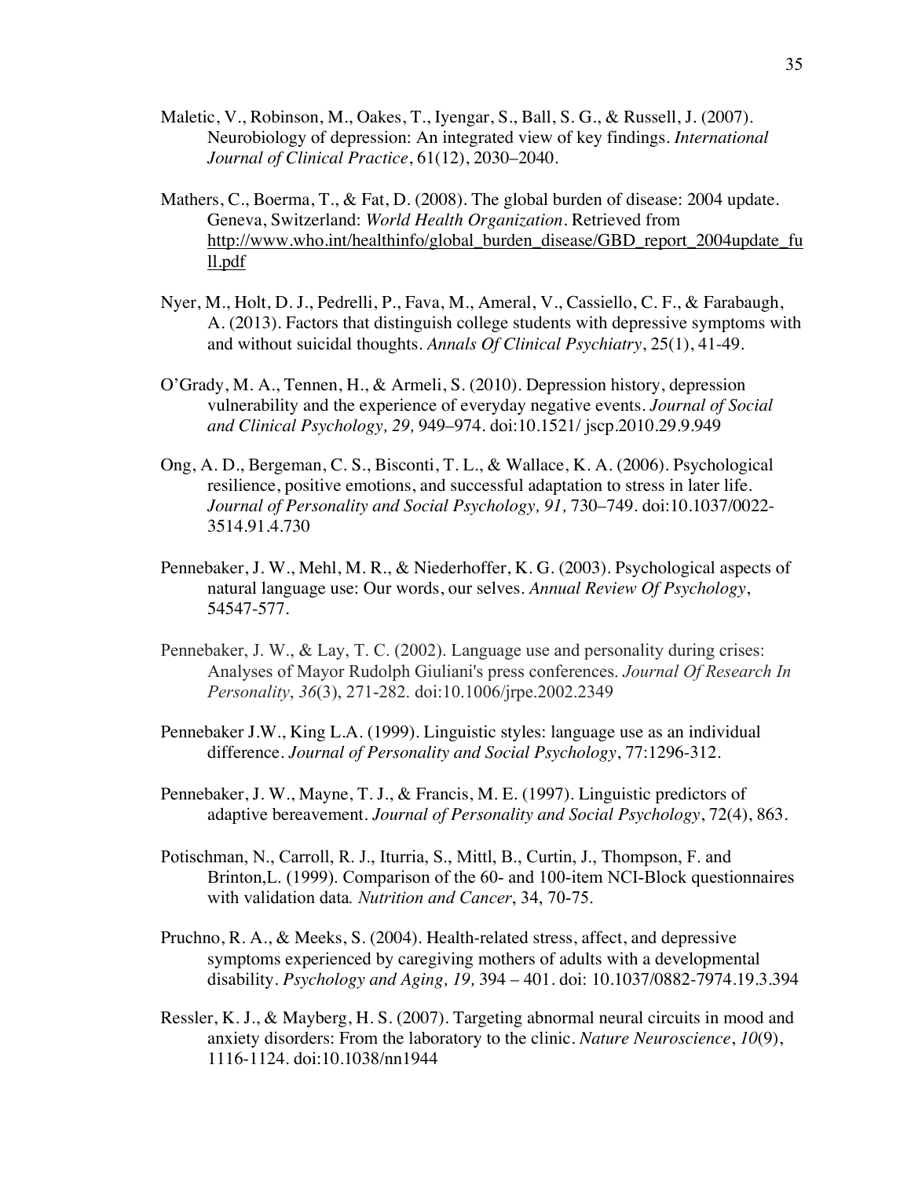Maletic, V., Robinson, M., Oakes, T., Iyengar, S., Ball, S. G., & Russell, J. (2007). Neurobiology of depression: An integrated view of key findings. *International Journal of Clinical Practice*, 61(12), 2030–2040.

Mathers, C., Boerma, T., & Fat, D. (2008). The global burden of disease: 2004 update. Geneva, Switzerland: *World Health Organization*. Retrieved from http://www.who.int/healthinfo/global_burden_disease/GBD_report_2004update_full.pdf

Nyer, M., Holt, D. J., Pedrelli, P., Fava, M., Ameral, V., Cassiello, C. F., & Farabaugh, A. (2013). Factors that distinguish college students with depressive symptoms with and without suicidal thoughts. *Annals Of Clinical Psychiatry*, 25(1), 41-49.

O'Grady, M. A., Tennen, H., & Armeli, S. (2010). Depression history, depression vulnerability and the experience of everyday negative events. *Journal of Social and Clinical Psychology, 29,* 949–974. doi:10.1521/ jscp.2010.29.9.949

Ong, A. D., Bergeman, C. S., Bisconti, T. L., & Wallace, K. A. (2006). Psychological resilience, positive emotions, and successful adaptation to stress in later life. *Journal of Personality and Social Psychology, 91,* 730–749. doi:10.1037/0022-3514.91.4.730

Pennebaker, J. W., Mehl, M. R., & Niederhoffer, K. G. (2003). Psychological aspects of natural language use: Our words, our selves. *Annual Review Of Psychology*, 54547-577.

Pennebaker, J. W., & Lay, T. C. (2002). Language use and personality during crises: Analyses of Mayor Rudolph Giuliani's press conferences. *Journal Of Research In Personality*, *36*(3), 271-282. doi:10.1006/jrpe.2002.2349

Pennebaker J.W., King L.A. (1999). Linguistic styles: language use as an individual difference. *Journal of Personality and Social Psychology*, 77:1296-312.

Pennebaker, J. W., Mayne, T. J., & Francis, M. E. (1997). Linguistic predictors of adaptive bereavement. *Journal of Personality and Social Psychology*, 72(4), 863.

Potischman, N., Carroll, R. J., Iturria, S., Mittl, B., Curtin, J., Thompson, F. and Brinton,L. (1999). Comparison of the 60- and 100-item NCI-Block questionnaires with validation data*. Nutrition and Cancer*, 34, 70-75.

Pruchno, R. A., & Meeks, S. (2004). Health-related stress, affect, and depressive symptoms experienced by caregiving mothers of adults with a developmental disability. *Psychology and Aging, 19,* 394 – 401. doi: 10.1037/0882-7974.19.3.394

Ressler, K. J., & Mayberg, H. S. (2007). Targeting abnormal neural circuits in mood and anxiety disorders: From the laboratory to the clinic. *Nature Neuroscience*, *10*(9), 1116-1124. doi:10.1038/nn1944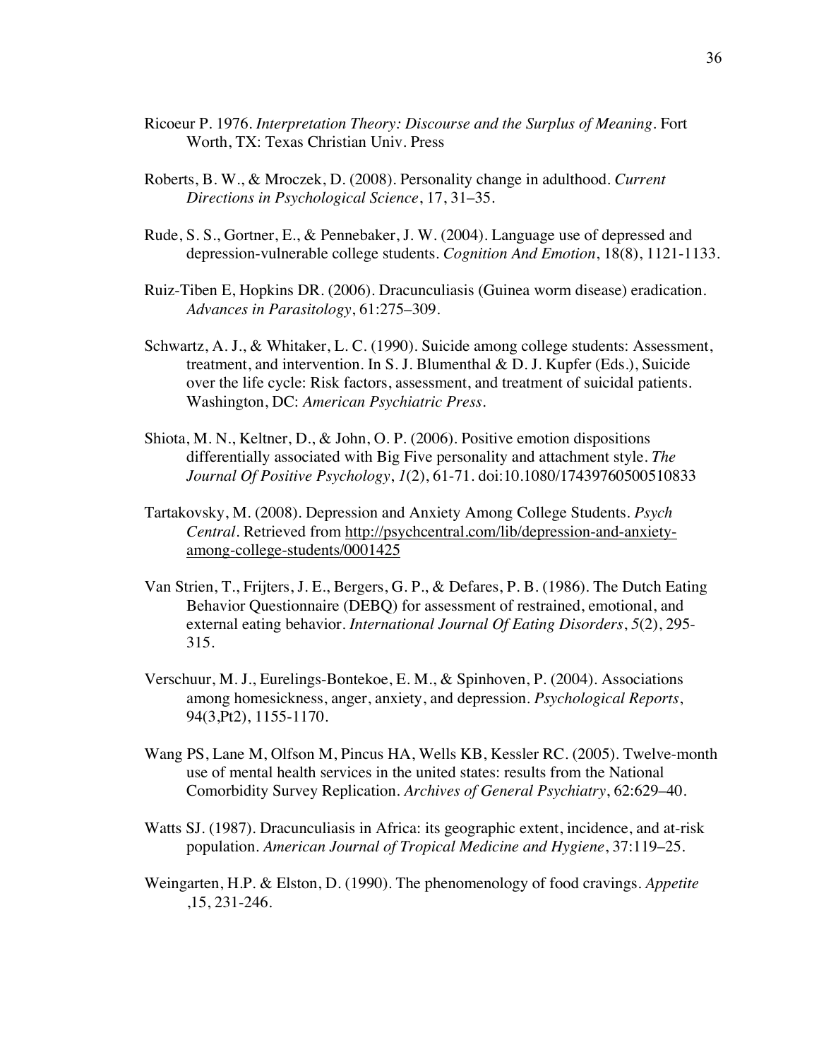Ricoeur P. 1976. *Interpretation Theory: Discourse and the Surplus of Meaning*. Fort Worth, TX: Texas Christian Univ. Press

Roberts, B. W., & Mroczek, D. (2008). Personality change in adulthood. *Current Directions in Psychological Science*, 17, 31–35.

Rude, S. S., Gortner, E., & Pennebaker, J. W. (2004). Language use of depressed and depression-vulnerable college students. *Cognition And Emotion*, 18(8), 1121-1133.

Ruiz-Tiben E, Hopkins DR. (2006). Dracunculiasis (Guinea worm disease) eradication. *Advances in Parasitology*, 61:275–309.

Schwartz, A. J., & Whitaker, L. C. (1990). Suicide among college students: Assessment, treatment, and intervention. In S. J. Blumenthal & D. J. Kupfer (Eds.), Suicide over the life cycle: Risk factors, assessment, and treatment of suicidal patients. Washington, DC: *American Psychiatric Press*.

Shiota, M. N., Keltner, D., & John, O. P. (2006). Positive emotion dispositions differentially associated with Big Five personality and attachment style. *The Journal Of Positive Psychology*, *1*(2), 61-71. doi:10.1080/17439760500510833

Tartakovsky, M. (2008). Depression and Anxiety Among College Students. *Psych Central*. Retrieved from http://psychcentral.com/lib/depression-and-anxiety-among-college-students/0001425

Van Strien, T., Frijters, J. E., Bergers, G. P., & Defares, P. B. (1986). The Dutch Eating Behavior Questionnaire (DEBQ) for assessment of restrained, emotional, and external eating behavior. *International Journal Of Eating Disorders*, *5*(2), 295-315.

Verschuur, M. J., Eurelings-Bontekoe, E. M., & Spinhoven, P. (2004). Associations among homesickness, anger, anxiety, and depression. *Psychological Reports*, 94(3,Pt2), 1155-1170.

Wang PS, Lane M, Olfson M, Pincus HA, Wells KB, Kessler RC. (2005). Twelve-month use of mental health services in the united states: results from the National Comorbidity Survey Replication. *Archives of General Psychiatry*, 62:629–40.

Watts SJ. (1987). Dracunculiasis in Africa: its geographic extent, incidence, and at-risk population. *American Journal of Tropical Medicine and Hygiene*, 37:119–25.

Weingarten, H.P. & Elston, D. (1990). The phenomenology of food cravings. *Appetite* ,15, 231-246.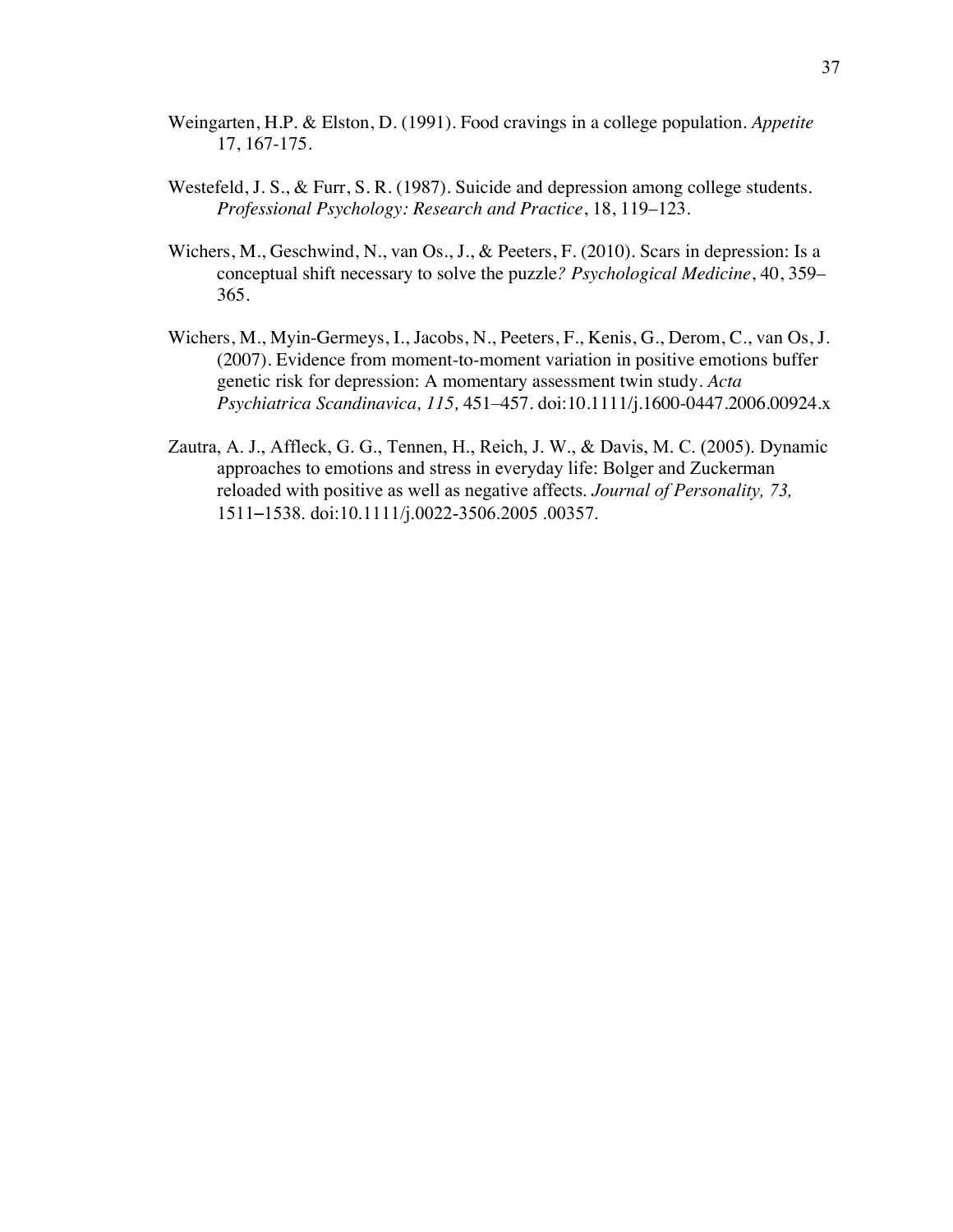Weingarten, H.P. & Elston, D. (1991). Food cravings in a college population. *Appetite* 17, 167-175.

Westefeld, J. S., & Furr, S. R. (1987). Suicide and depression among college students. *Professional Psychology: Research and Practice*, 18, 119–123.

Wichers, M., Geschwind, N., van Os., J., & Peeters, F. (2010). Scars in depression: Is a conceptual shift necessary to solve the puzzle*? Psychological Medicine*, 40, 359–365.

Wichers, M., Myin-Germeys, I., Jacobs, N., Peeters, F., Kenis, G., Derom, C., van Os, J. (2007). Evidence from moment-to-moment variation in positive emotions buffer genetic risk for depression: A momentary assessment twin study. *Acta Psychiatrica Scandinavica, 115,* 451–457. doi:10.1111/j.1600-0447.2006.00924.x

Zautra, A. J., Affleck, G. G., Tennen, H., Reich, J. W., & Davis, M. C. (2005). Dynamic approaches to emotions and stress in everyday life: Bolger and Zuckerman reloaded with positive as well as negative affects. *Journal of Personality, 73,* 1511–1538. doi:10.1111/j.0022-3506.2005 .00357.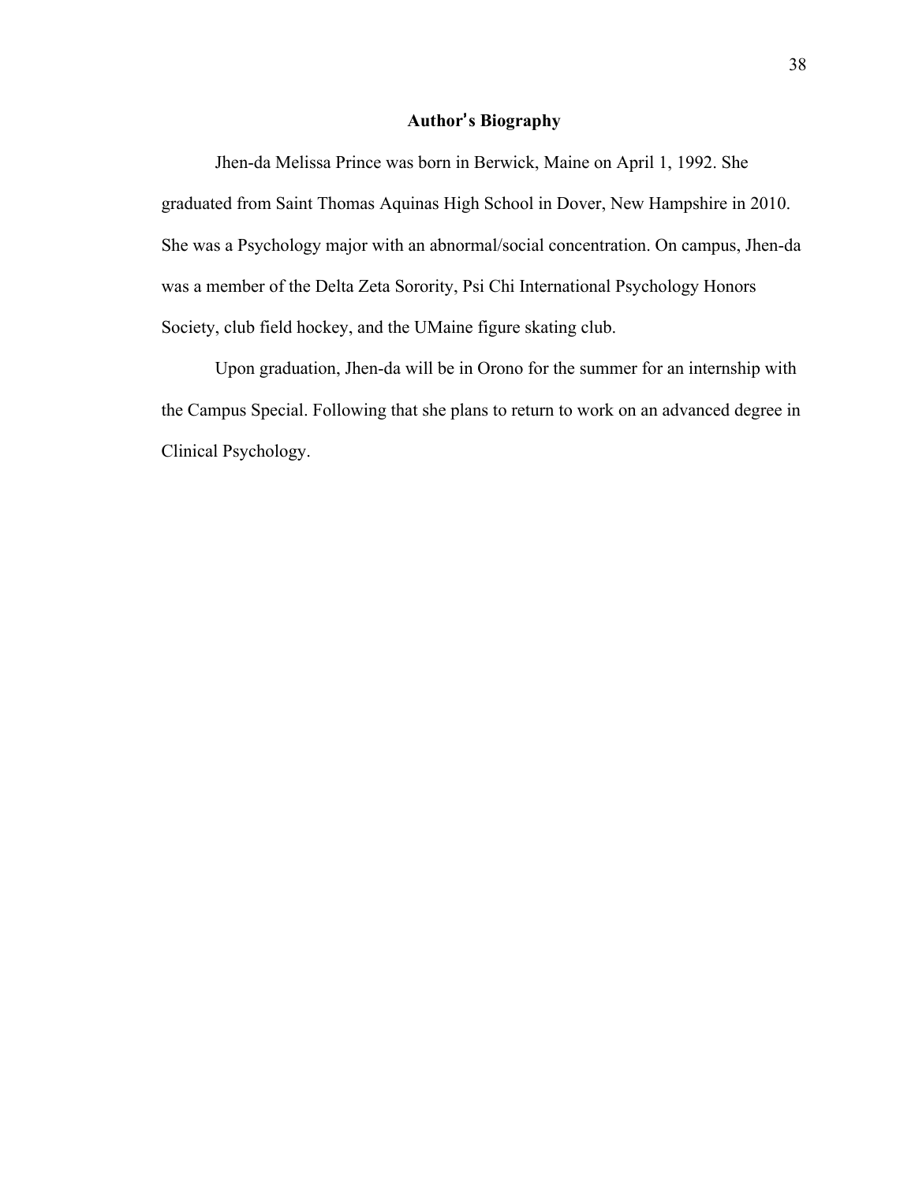## Author's Biography

Jhen-da Melissa Prince was born in Berwick, Maine on April 1, 1992. She graduated from Saint Thomas Aquinas High School in Dover, New Hampshire in 2010. She was a Psychology major with an abnormal/social concentration. On campus, Jhen-da was a member of the Delta Zeta Sorority, Psi Chi International Psychology Honors Society, club field hockey, and the UMaine figure skating club.

Upon graduation, Jhen-da will be in Orono for the summer for an internship with the Campus Special. Following that she plans to return to work on an advanced degree in Clinical Psychology.